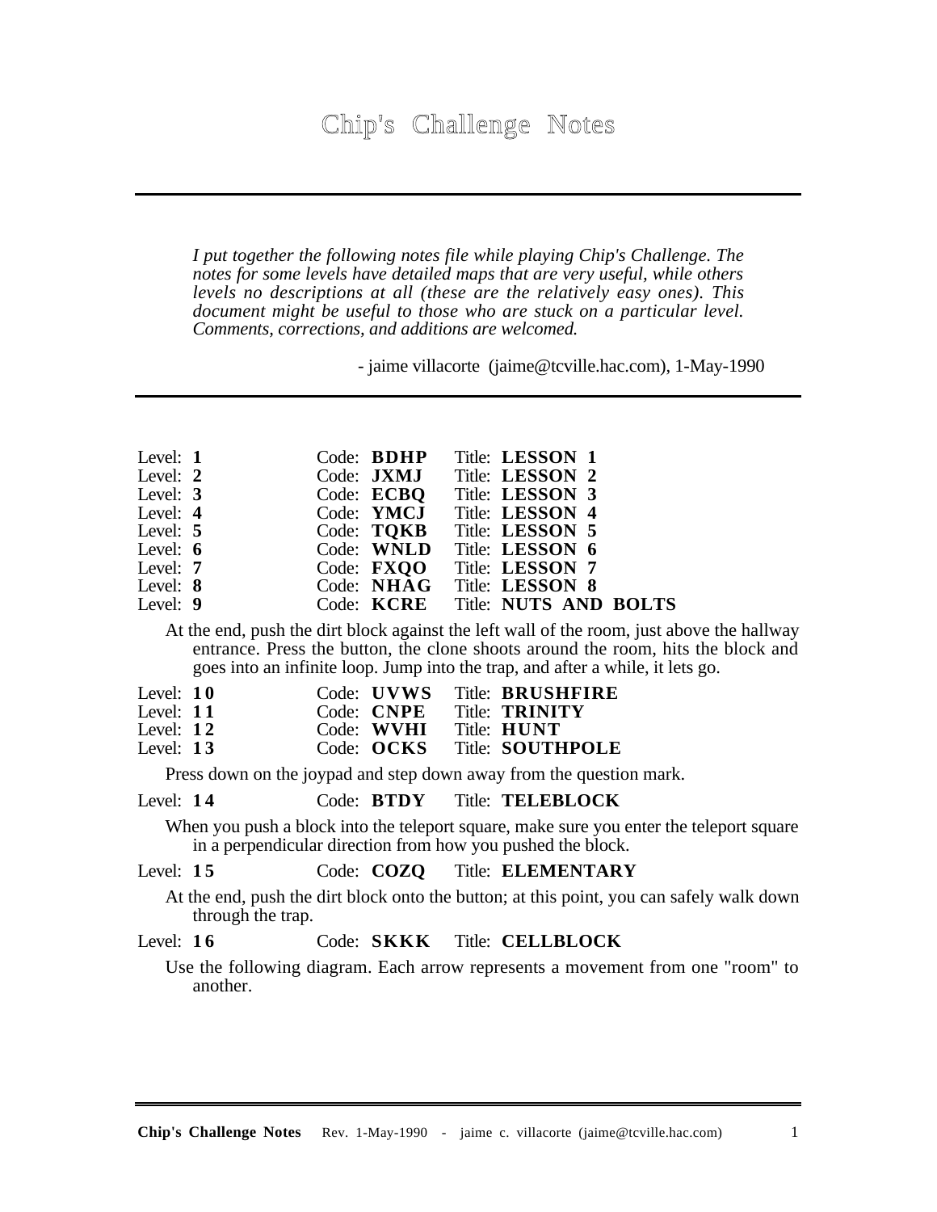# Chip's Challenge Notes

---

*I put together the following notes file while playing Chip's Challenge. The notes for some levels have detailed maps that are very useful, while others levels no descriptions at all (these are the relatively easy ones). This document might be useful to those who are stuck on a particular level. Comments, corrections, and additions are welcomed.*

- jaime villacorte (jaime@tcville.hac.com), 1-May-1990

---

Level: **1** Code: **BDHP** Title: **LESSON 1**
Level: **2** Code: **JXMJ** Title: **LESSON 2**
Level: **3** Code: **ECBQ** Title: **LESSON 3**
Level: **4** Code: **YMCJ** Title: **LESSON 4**
Level: **5** Code: **TQKB** Title: **LESSON 5**
Level: **6** Code: **WNLD** Title: **LESSON 6**
Level: **7** Code: **FXQO** Title: **LESSON 7**
Level: **8** Code: **NHAG** Title: **LESSON 8**
Level: **9** Code: **KCRE** Title: **NUTS AND BOLTS**

At the end, push the dirt block against the left wall of the room, just above the hallway entrance. Press the button, the clone shoots around the room, hits the block and goes into an infinite loop. Jump into the trap, and after a while, it lets go.

Level: **10** Code: **UVWS** Title: **BRUSHFIRE**
Level: **11** Code: **CNPE** Title: **TRINITY**
Level: **12** Code: **WVHI** Title: **HUNT**
Level: **13** Code: **OCKS** Title: **SOUTHPOLE**

Press down on the joypad and step down away from the question mark.

Level: **14** Code: **BTDY** Title: **TELEBLOCK**

When you push a block into the teleport square, make sure you enter the teleport square in a perpendicular direction from how you pushed the block.

Level: **15** Code: **COZQ** Title: **ELEMENTARY**

At the end, push the dirt block onto the button; at this point, you can safely walk down through the trap.

Level: **16** Code: **SKKK** Title: **CELLBLOCK**

Use the following diagram. Each arrow represents a movement from one "room" to another.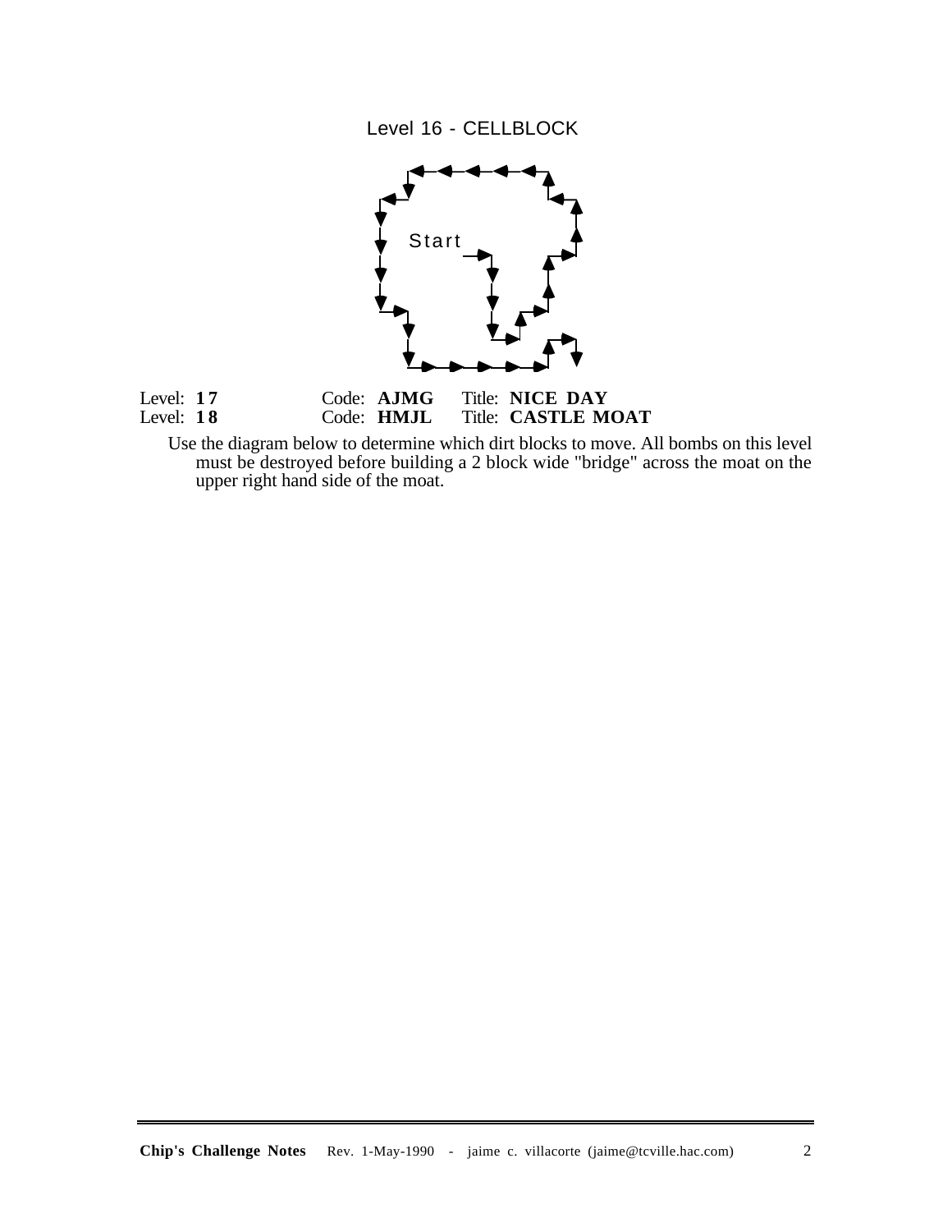Level 16 - CELLBLOCK

Start

Level: **17** Code: **AJMG** Title: **NICE DAY**

Level: **18** Code: **HMJL** Title: **CASTLE MOAT**

Use the diagram below to determine which dirt blocks to move. All bombs on this level must be destroyed before building a 2 block wide "bridge" across the moat on the upper right hand side of the moat.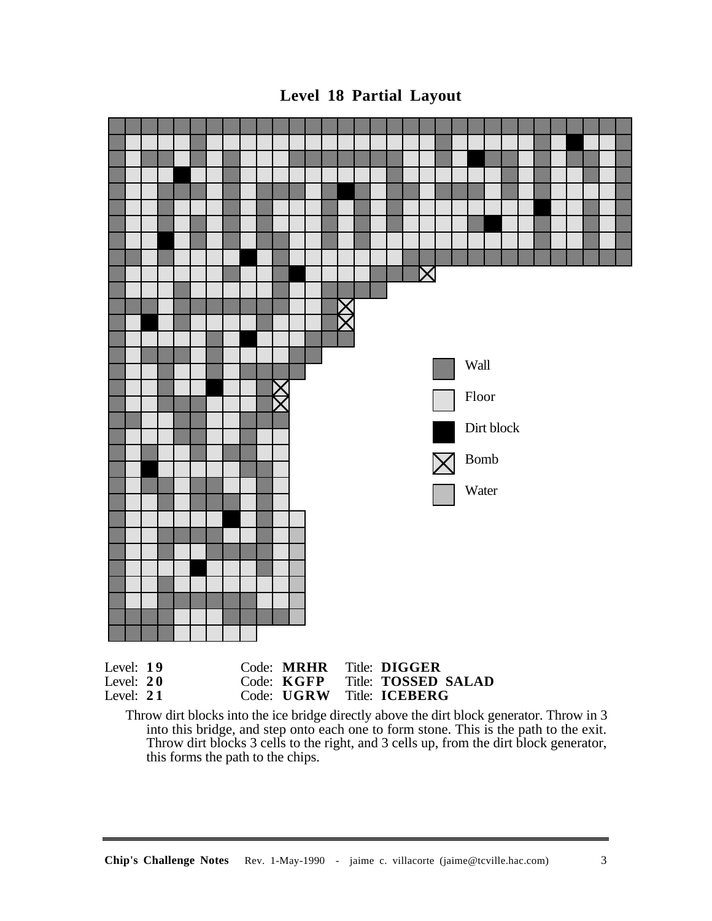## Level 18 Partial Layout

Wall

Floor

Dirt block

Bomb

Water

| Level | Code | Title |
|---|---|---|
| Level: **19** | Code: **MRHR** | Title: **DIGGER** |
| Level: **20** | Code: **KGFP** | Title: **TOSSED SALAD** |
| Level: **21** | Code: **UGRW** | Title: **ICEBERG** |

Throw dirt blocks into the ice bridge directly above the dirt block generator. Throw in 3 into this bridge, and step onto each one to form stone. This is the path to the exit. Throw dirt blocks 3 cells to the right, and 3 cells up, from the dirt block generator, this forms the path to the chips.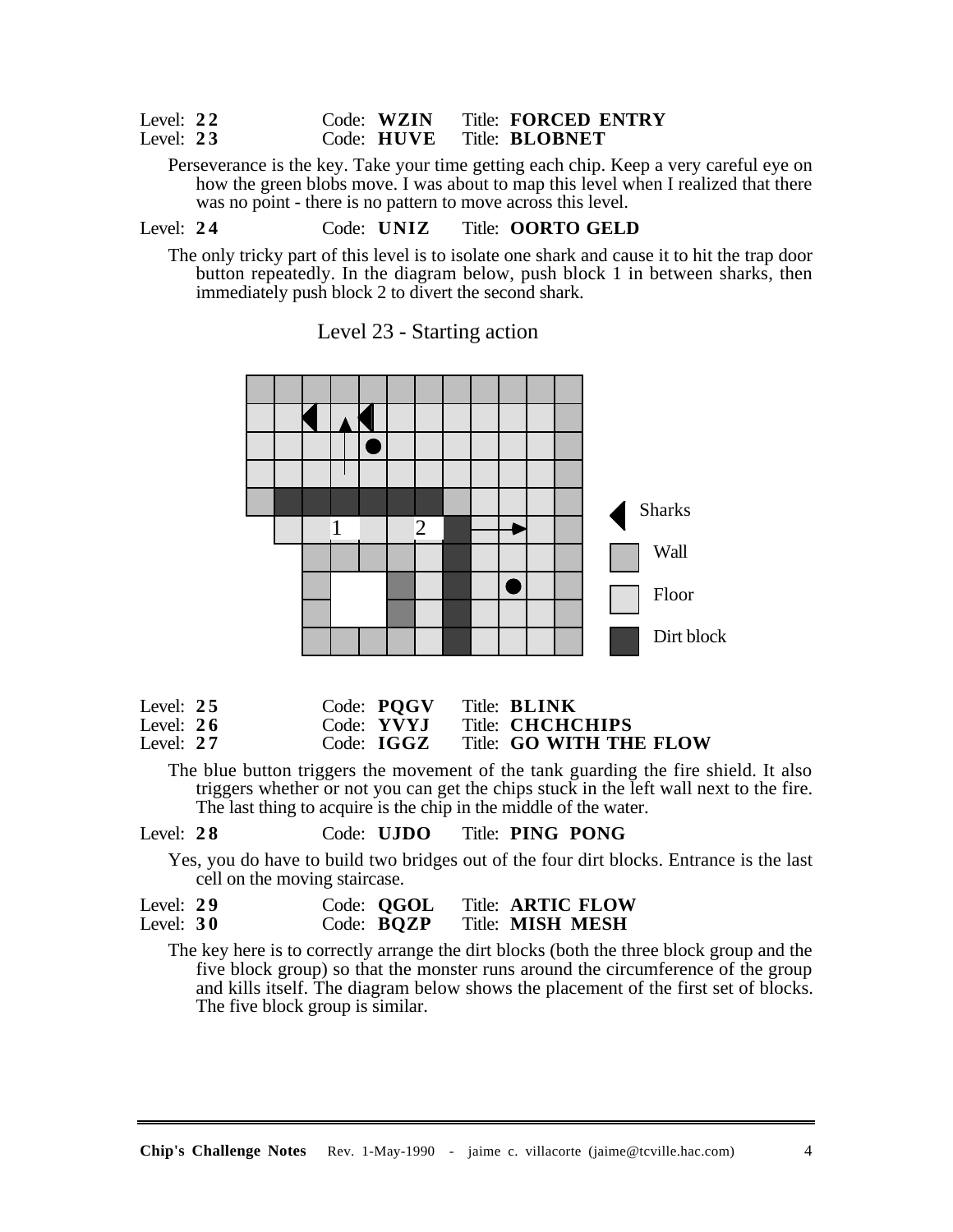Level: **22** Code: **WZIN** Title: **FORCED ENTRY**
Level: **23** Code: **HUVE** Title: **BLOBNET**

Perseverance is the key. Take your time getting each chip. Keep a very careful eye on how the green blobs move. I was about to map this level when I realized that there was no point - there is no pattern to move across this level.

Level: **24** Code: **UNIZ** Title: **OORTO GELD**

The only tricky part of this level is to isolate one shark and cause it to hit the trap door button repeatedly. In the diagram below, push block 1 in between sharks, then immediately push block 2 to divert the second shark.

Level 23 - Starting action

Sharks

Wall

Floor

Dirt block

Level: **25** Code: **PQGV** Title: **BLINK**
Level: **26** Code: **YVYJ** Title: **CHCHCHIPS**
Level: **27** Code: **IGGZ** Title: **GO WITH THE FLOW**

The blue button triggers the movement of the tank guarding the fire shield. It also triggers whether or not you can get the chips stuck in the left wall next to the fire. The last thing to acquire is the chip in the middle of the water.

Level: **28** Code: **UJDO** Title: **PING PONG**

Yes, you do have to build two bridges out of the four dirt blocks. Entrance is the last cell on the moving staircase.

Level: **29** Code: **QGOL** Title: **ARTIC FLOW**
Level: **30** Code: **BQZP** Title: **MISH MESH**

The key here is to correctly arrange the dirt blocks (both the three block group and the five block group) so that the monster runs around the circumference of the group and kills itself. The diagram below shows the placement of the first set of blocks. The five block group is similar.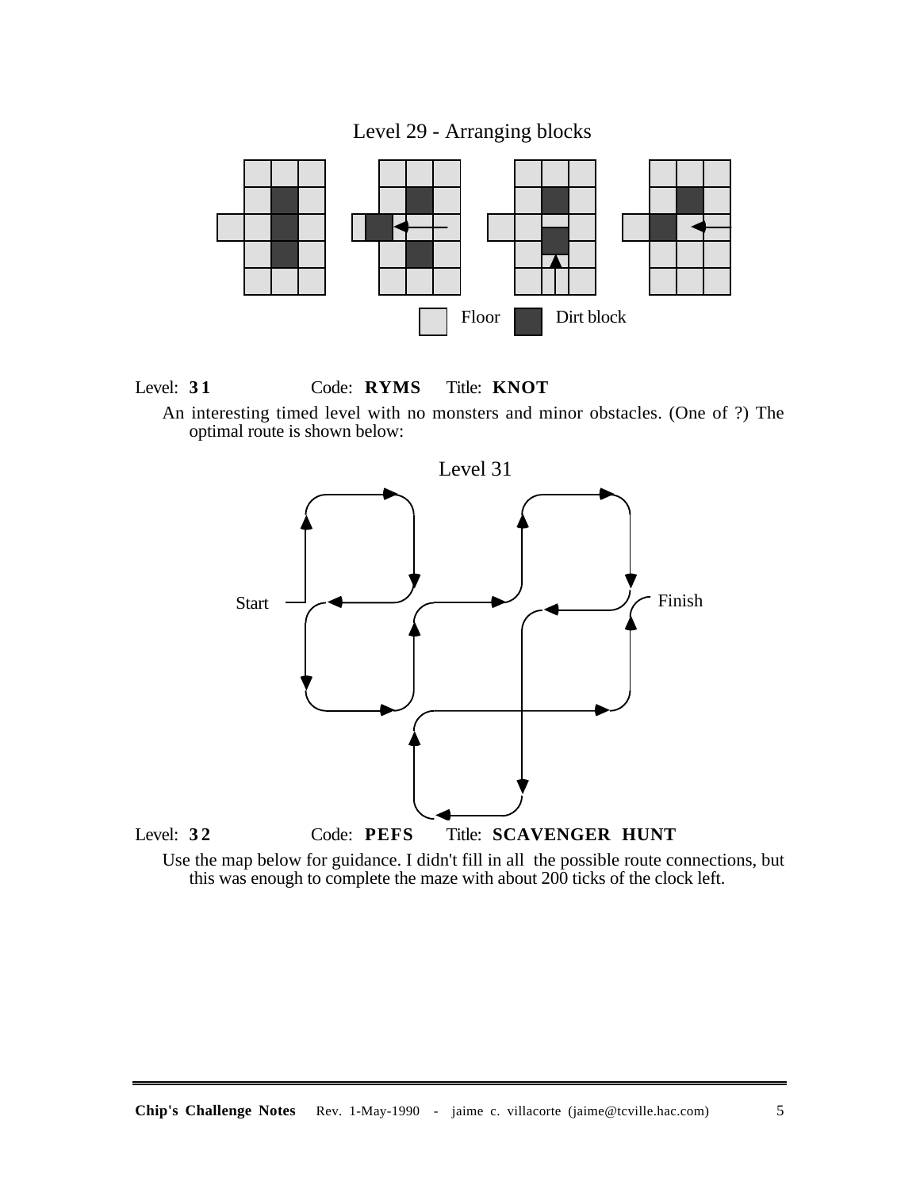Level 29 - Arranging blocks

Floor Dirt block

Level: **31** Code: **RYMS** Title: **KNOT**

An interesting timed level with no monsters and minor obstacles. (One of ?) The optimal route is shown below:

Level 31

Start

Finish

Level: **32** Code: **PEFS** Title: **SCAVENGER HUNT**

Use the map below for guidance. I didn't fill in all the possible route connections, but this was enough to complete the maze with about 200 ticks of the clock left.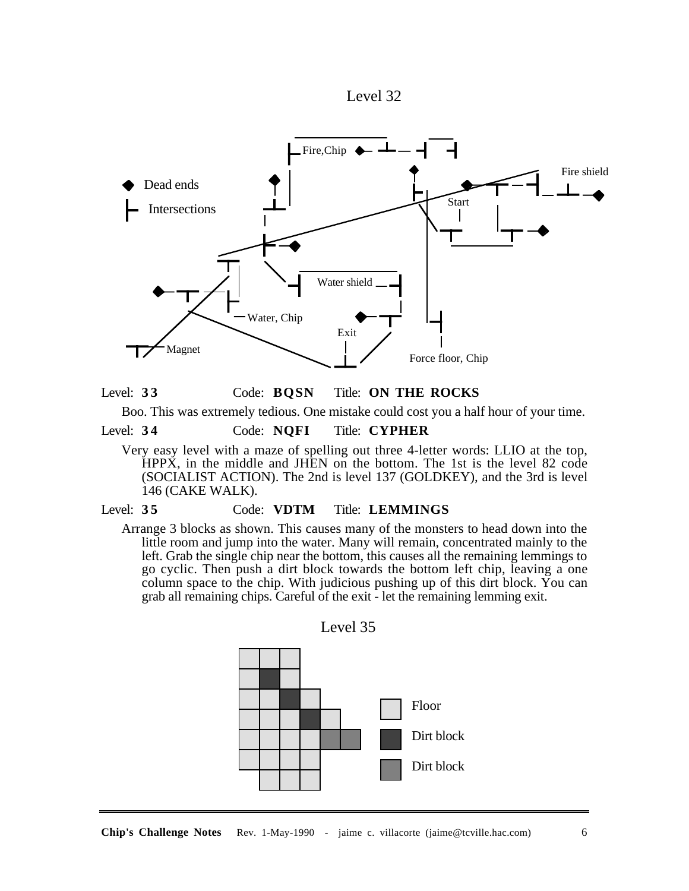Level 32

Dead ends

Intersections

Fire,Chip

Fire shield

Start

Water shield

Water, Chip

Exit

Magnet

Force floor, Chip

Level: **33** Code: **BQSN** Title: **ON THE ROCKS**

Boo. This was extremely tedious. One mistake could cost you a half hour of your time.

Level: **34** Code: **NQFI** Title: **CYPHER**

Very easy level with a maze of spelling out three 4-letter words: LLIO at the top, HPPX, in the middle and JHEN on the bottom. The 1st is the level 82 code (SOCIALIST ACTION). The 2nd is level 137 (GOLDKEY), and the 3rd is level 146 (CAKE WALK).

Level: **35** Code: **VDTM** Title: **LEMMINGS**

Arrange 3 blocks as shown. This causes many of the monsters to head down into the little room and jump into the water. Many will remain, concentrated mainly to the left. Grab the single chip near the bottom, this causes all the remaining lemmings to go cyclic. Then push a dirt block towards the bottom left chip, leaving a one column space to the chip. With judicious pushing up of this dirt block. You can grab all remaining chips. Careful of the exit - let the remaining lemming exit.

Level 35

Floor

Dirt block

Dirt block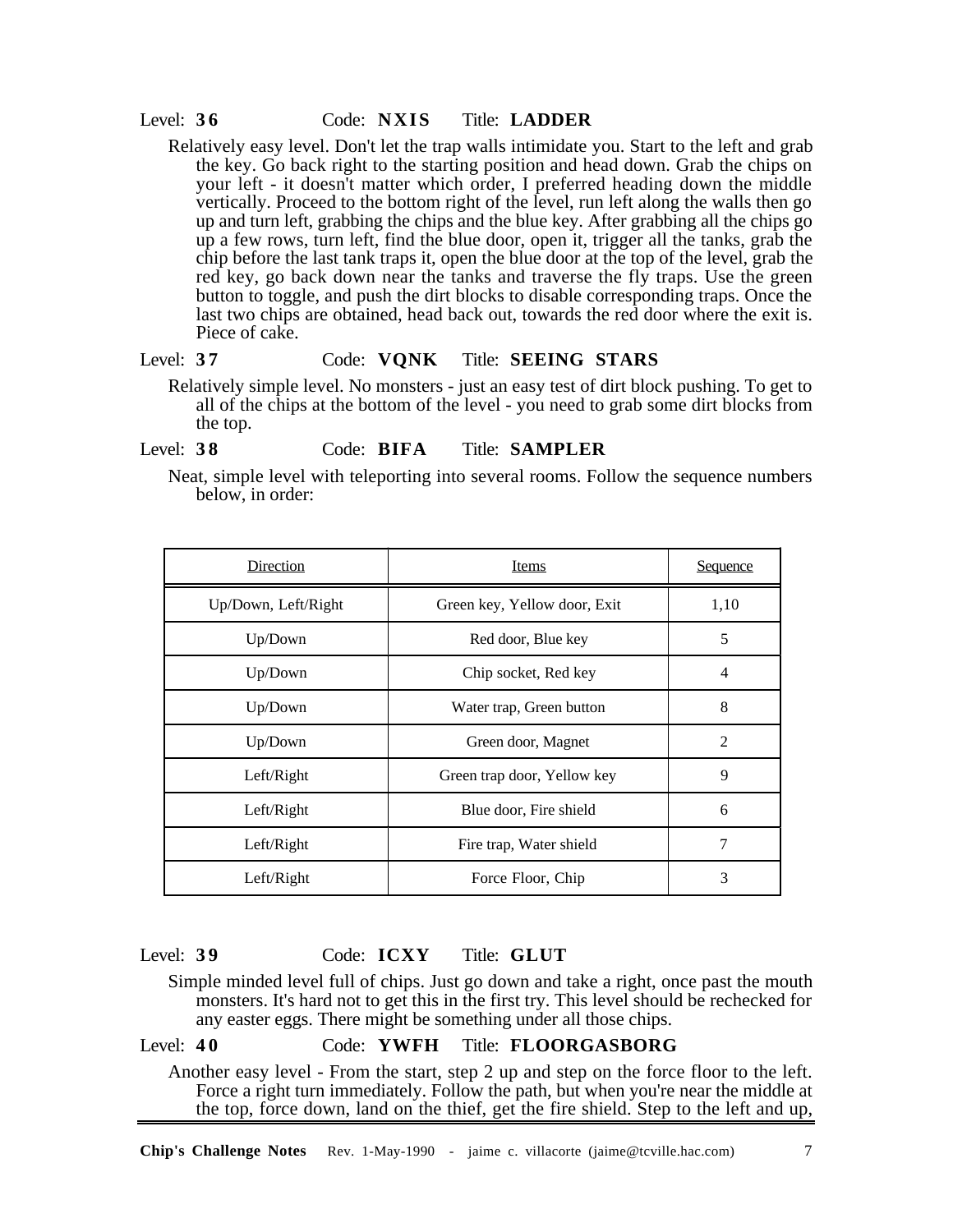Level: **36** Code: **NXIS** Title: **LADDER**

Relatively easy level. Don't let the trap walls intimidate you. Start to the left and grab the key. Go back right to the starting position and head down. Grab the chips on your left - it doesn't matter which order, I preferred heading down the middle vertically. Proceed to the bottom right of the level, run left along the walls then go up and turn left, grabbing the chips and the blue key. After grabbing all the chips go up a few rows, turn left, find the blue door, open it, trigger all the tanks, grab the chip before the last tank traps it, open the blue door at the top of the level, grab the red key, go back down near the tanks and traverse the fly traps. Use the green button to toggle, and push the dirt blocks to disable corresponding traps. Once the last two chips are obtained, head back out, towards the red door where the exit is. Piece of cake.

Level: **37** Code: **VQNK** Title: **SEEING STARS**

Relatively simple level. No monsters - just an easy test of dirt block pushing. To get to all of the chips at the bottom of the level - you need to grab some dirt blocks from the top.

Level: **38** Code: **BIFA** Title: **SAMPLER**

Neat, simple level with teleporting into several rooms. Follow the sequence numbers below, in order:

| Direction | Items | Sequence |
|---|---|---|
| Up/Down, Left/Right | Green key, Yellow door, Exit | 1,10 |
| Up/Down | Red door, Blue key | 5 |
| Up/Down | Chip socket, Red key | 4 |
| Up/Down | Water trap, Green button | 8 |
| Up/Down | Green door, Magnet | 2 |
| Left/Right | Green trap door, Yellow key | 9 |
| Left/Right | Blue door, Fire shield | 6 |
| Left/Right | Fire trap, Water shield | 7 |
| Left/Right | Force Floor, Chip | 3 |

Level: **39** Code: **ICXY** Title: **GLUT**

Simple minded level full of chips. Just go down and take a right, once past the mouth monsters. It's hard not to get this in the first try. This level should be rechecked for any easter eggs. There might be something under all those chips.

Level: **40** Code: **YWFH** Title: **FLOORGASBORG**

Another easy level - From the start, step 2 up and step on the force floor to the left. Force a right turn immediately. Follow the path, but when you're near the middle at the top, force down, land on the thief, get the fire shield. Step to the left and up,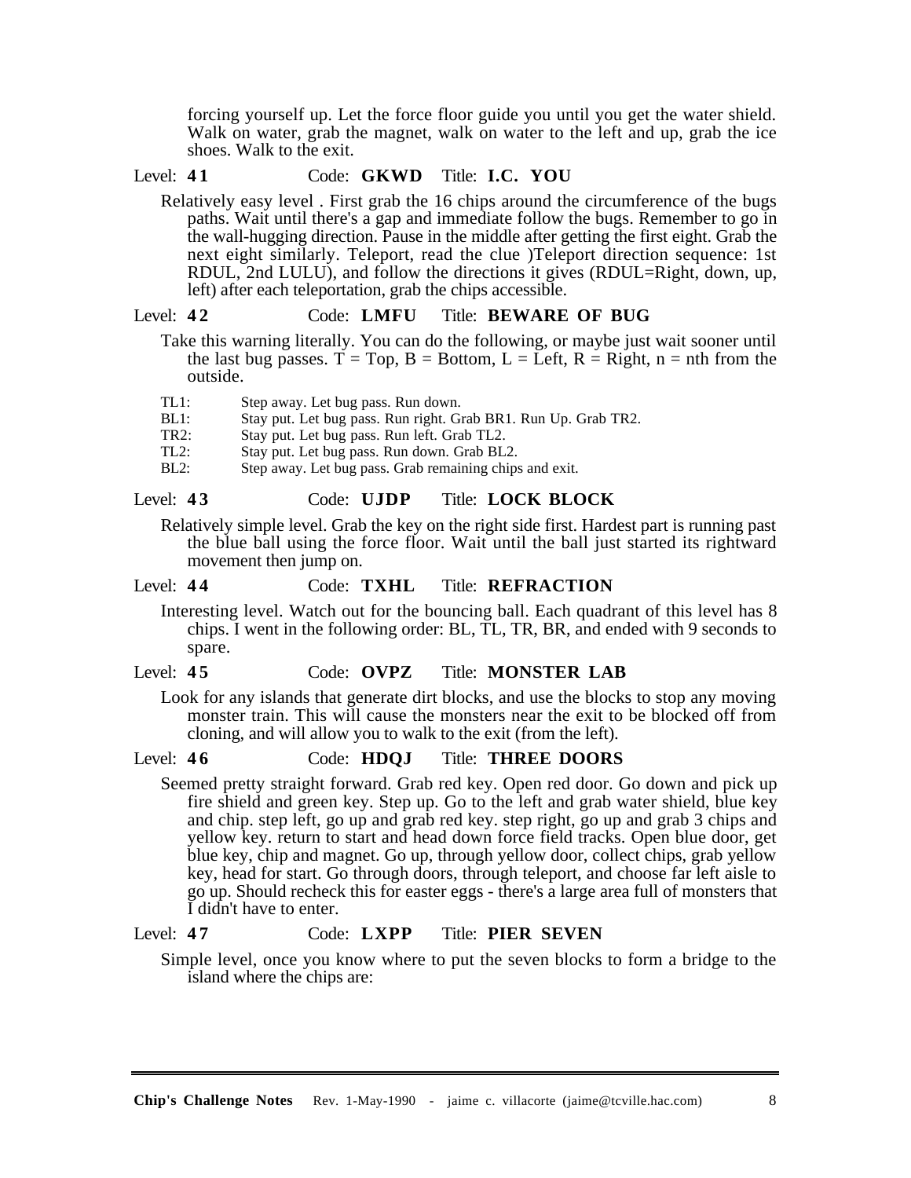forcing yourself up. Let the force floor guide you until you get the water shield. Walk on water, grab the magnet, walk on water to the left and up, grab the ice shoes. Walk to the exit.

Level: **41** Code: **GKWD** Title: **I.C. YOU**

Relatively easy level . First grab the 16 chips around the circumference of the bugs paths. Wait until there's a gap and immediate follow the bugs. Remember to go in the wall-hugging direction. Pause in the middle after getting the first eight. Grab the next eight similarly. Teleport, read the clue )Teleport direction sequence: 1st RDUL, 2nd LULU), and follow the directions it gives (RDUL=Right, down, up, left) after each teleportation, grab the chips accessible.

Level: **42** Code: **LMFU** Title: **BEWARE OF BUG**

Take this warning literally. You can do the following, or maybe just wait sooner until the last bug passes. T = Top, B = Bottom, L = Left, R = Right, n = nth from the outside.

- TL1: Step away. Let bug pass. Run down.
- BL1: Stay put. Let bug pass. Run right. Grab BR1. Run Up. Grab TR2.
- TR2: Stay put. Let bug pass. Run left. Grab TL2.
- TL2: Stay put. Let bug pass. Run down. Grab BL2.
- BL2: Step away. Let bug pass. Grab remaining chips and exit.

Level: **43** Code: **UJDP** Title: **LOCK BLOCK**

Relatively simple level. Grab the key on the right side first. Hardest part is running past the blue ball using the force floor. Wait until the ball just started its rightward movement then jump on.

Level: **44** Code: **TXHL** Title: **REFRACTION**

Interesting level. Watch out for the bouncing ball. Each quadrant of this level has 8 chips. I went in the following order: BL, TL, TR, BR, and ended with 9 seconds to spare.

Level: **45** Code: **OVPZ** Title: **MONSTER LAB**

Look for any islands that generate dirt blocks, and use the blocks to stop any moving monster train. This will cause the monsters near the exit to be blocked off from cloning, and will allow you to walk to the exit (from the left).

Level: **46** Code: **HDQJ** Title: **THREE DOORS**

Seemed pretty straight forward. Grab red key. Open red door. Go down and pick up fire shield and green key. Step up. Go to the left and grab water shield, blue key and chip. step left, go up and grab red key. step right, go up and grab 3 chips and yellow key. return to start and head down force field tracks. Open blue door, get blue key, chip and magnet. Go up, through yellow door, collect chips, grab yellow key, head for start. Go through doors, through teleport, and choose far left aisle to go up. Should recheck this for easter eggs - there's a large area full of monsters that I didn't have to enter.

Level: **47** Code: **LXPP** Title: **PIER SEVEN**

Simple level, once you know where to put the seven blocks to form a bridge to the island where the chips are: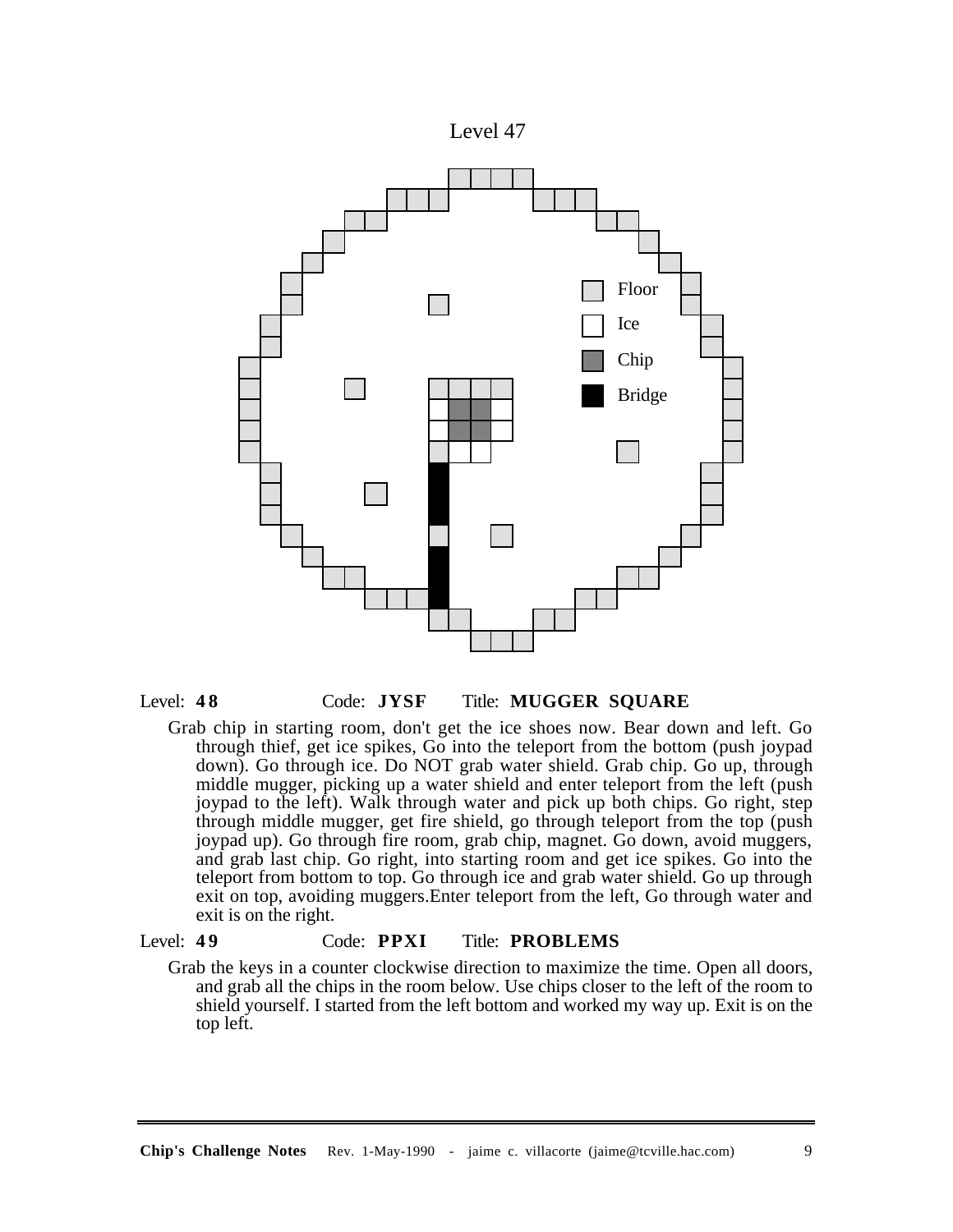Level 47

Floor

Ice

Chip

Bridge

Level: **48** Code: **JYSF** Title: **MUGGER SQUARE**

Grab chip in starting room, don't get the ice shoes now. Bear down and left. Go through thief, get ice spikes, Go into the teleport from the bottom (push joypad down). Go through ice. Do NOT grab water shield. Grab chip. Go up, through middle mugger, picking up a water shield and enter teleport from the left (push joypad to the left). Walk through water and pick up both chips. Go right, step through middle mugger, get fire shield, go through teleport from the top (push joypad up). Go through fire room, grab chip, magnet. Go down, avoid muggers, and grab last chip. Go right, into starting room and get ice spikes. Go into the teleport from bottom to top. Go through ice and grab water shield. Go up through exit on top, avoiding muggers.Enter teleport from the left, Go through water and exit is on the right.

Level: **49** Code: **PPXI** Title: **PROBLEMS**

Grab the keys in a counter clockwise direction to maximize the time. Open all doors, and grab all the chips in the room below. Use chips closer to the left of the room to shield yourself. I started from the left bottom and worked my way up. Exit is on the top left.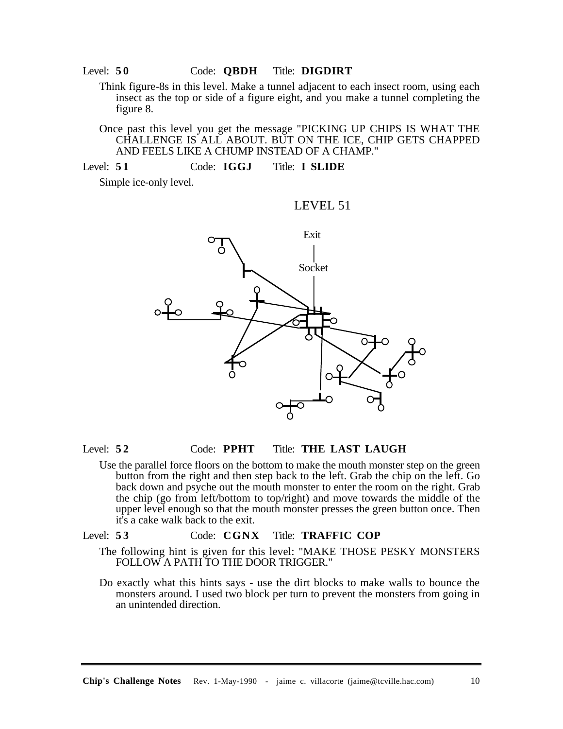Level: **50** Code: **QBDH** Title: **DIGDIRT**

Think figure-8s in this level. Make a tunnel adjacent to each insect room, using each insect as the top or side of a figure eight, and you make a tunnel completing the figure 8.

Once past this level you get the message "PICKING UP CHIPS IS WHAT THE CHALLENGE IS ALL ABOUT. BUT ON THE ICE, CHIP GETS CHAPPED AND FEELS LIKE A CHUMP INSTEAD OF A CHAMP."

Level: **51** Code: **IGGJ** Title: **I SLIDE**

Simple ice-only level.

LEVEL 51

Exit

Socket

Level: **52** Code: **PPHT** Title: **THE LAST LAUGH**

Use the parallel force floors on the bottom to make the mouth monster step on the green button from the right and then step back to the left. Grab the chip on the left. Go back down and psyche out the mouth monster to enter the room on the right. Grab the chip (go from left/bottom to top/right) and move towards the middle of the upper level enough so that the mouth monster presses the green button once. Then it's a cake walk back to the exit.

Level: **53** Code: **CGNX** Title: **TRAFFIC COP**

The following hint is given for this level: "MAKE THOSE PESKY MONSTERS FOLLOW A PATH TO THE DOOR TRIGGER."

Do exactly what this hints says - use the dirt blocks to make walls to bounce the monsters around. I used two block per turn to prevent the monsters from going in an unintended direction.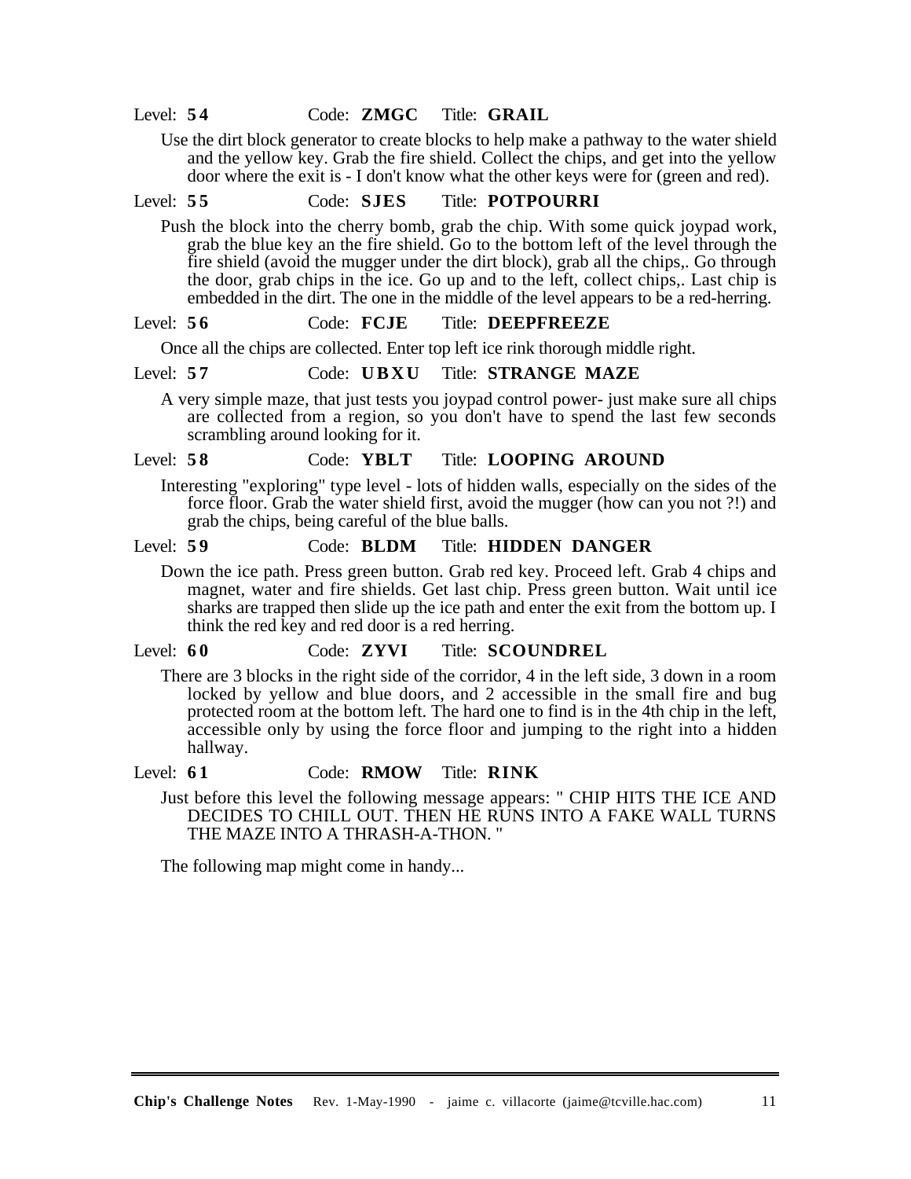Level: **54** Code: **ZMGC** Title: **GRAIL**

Use the dirt block generator to create blocks to help make a pathway to the water shield and the yellow key. Grab the fire shield. Collect the chips, and get into the yellow door where the exit is - I don't know what the other keys were for (green and red).

Level: **55** Code: **SJES** Title: **POTPOURRI**

Push the block into the cherry bomb, grab the chip. With some quick joypad work, grab the blue key an the fire shield. Go to the bottom left of the level through the fire shield (avoid the mugger under the dirt block), grab all the chips,. Go through the door, grab chips in the ice. Go up and to the left, collect chips,. Last chip is embedded in the dirt. The one in the middle of the level appears to be a red-herring.

Level: **56** Code: **FCJE** Title: **DEEPFREEZE**

Once all the chips are collected. Enter top left ice rink thorough middle right.

Level: **57** Code: **UBXU** Title: **STRANGE MAZE**

A very simple maze, that just tests you joypad control power- just make sure all chips are collected from a region, so you don't have to spend the last few seconds scrambling around looking for it.

Level: **58** Code: **YBLT** Title: **LOOPING AROUND**

Interesting "exploring" type level - lots of hidden walls, especially on the sides of the force floor. Grab the water shield first, avoid the mugger (how can you not ?!) and grab the chips, being careful of the blue balls.

Level: **59** Code: **BLDM** Title: **HIDDEN DANGER**

Down the ice path. Press green button. Grab red key. Proceed left. Grab 4 chips and magnet, water and fire shields. Get last chip. Press green button. Wait until ice sharks are trapped then slide up the ice path and enter the exit from the bottom up. I think the red key and red door is a red herring.

Level: **60** Code: **ZYVI** Title: **SCOUNDREL**

There are 3 blocks in the right side of the corridor, 4 in the left side, 3 down in a room locked by yellow and blue doors, and 2 accessible in the small fire and bug protected room at the bottom left. The hard one to find is in the 4th chip in the left, accessible only by using the force floor and jumping to the right into a hidden hallway.

Level: **61** Code: **RMOW** Title: **RINK**

Just before this level the following message appears: " CHIP HITS THE ICE AND DECIDES TO CHILL OUT. THEN HE RUNS INTO A FAKE WALL TURNS THE MAZE INTO A THRASH-A-THON. "

The following map might come in handy...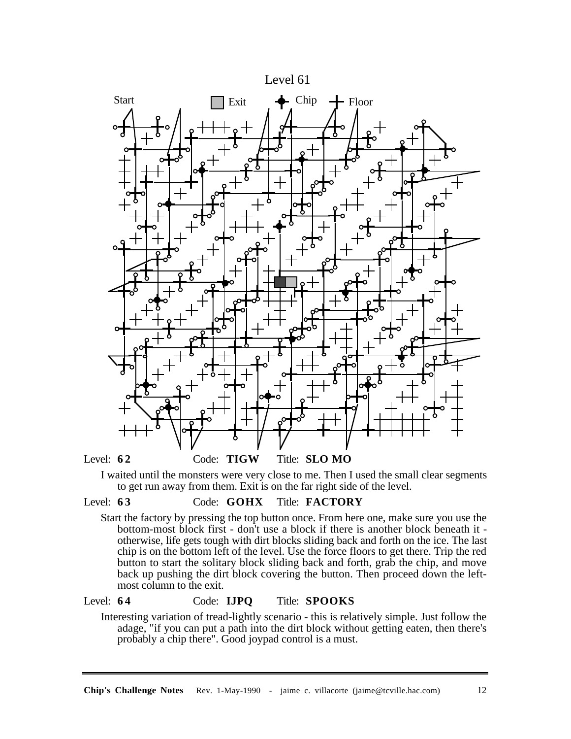Level 61

Start Exit Chip Floor

Level: **62** Code: **TIGW** Title: **SLO MO**

I waited until the monsters were very close to me. Then I used the small clear segments to get run away from them. Exit is on the far right side of the level.

Level: **63** Code: **GOHX** Title: **FACTORY**

Start the factory by pressing the top button once. From here one, make sure you use the bottom-most block first - don't use a block if there is another block beneath it - otherwise, life gets tough with dirt blocks sliding back and forth on the ice. The last chip is on the bottom left of the level. Use the force floors to get there. Trip the red button to start the solitary block sliding back and forth, grab the chip, and move back up pushing the dirt block covering the button. Then proceed down the left-most column to the exit.

Level: **64** Code: **IJPQ** Title: **SPOOKS**

Interesting variation of tread-lightly scenario - this is relatively simple. Just follow the adage, "if you can put a path into the dirt block without getting eaten, then there's probably a chip there". Good joypad control is a must.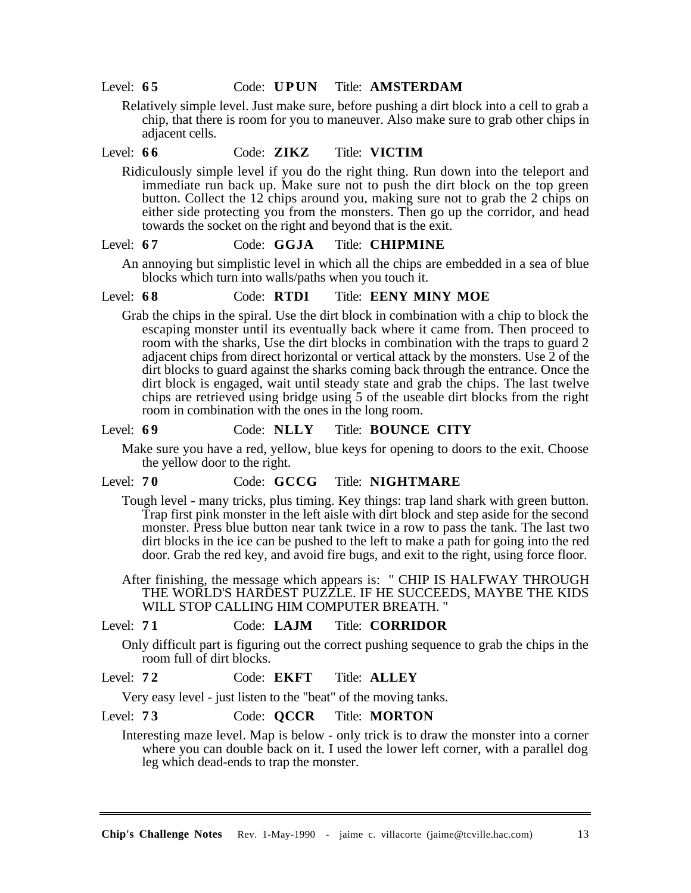Level: **65** Code: **UPUN** Title: **AMSTERDAM**

Relatively simple level. Just make sure, before pushing a dirt block into a cell to grab a chip, that there is room for you to maneuver. Also make sure to grab other chips in adjacent cells.

Level: **66** Code: **ZIKZ** Title: **VICTIM**

Ridiculously simple level if you do the right thing. Run down into the teleport and immediate run back up. Make sure not to push the dirt block on the top green button. Collect the 12 chips around you, making sure not to grab the 2 chips on either side protecting you from the monsters. Then go up the corridor, and head towards the socket on the right and beyond that is the exit.

Level: **67** Code: **GGJA** Title: **CHIPMINE**

An annoying but simplistic level in which all the chips are embedded in a sea of blue blocks which turn into walls/paths when you touch it.

Level: **68** Code: **RTDI** Title: **EENY MINY MOE**

Grab the chips in the spiral. Use the dirt block in combination with a chip to block the escaping monster until its eventually back where it came from. Then proceed to room with the sharks, Use the dirt blocks in combination with the traps to guard 2 adjacent chips from direct horizontal or vertical attack by the monsters. Use 2 of the dirt blocks to guard against the sharks coming back through the entrance. Once the dirt block is engaged, wait until steady state and grab the chips. The last twelve chips are retrieved using bridge using 5 of the useable dirt blocks from the right room in combination with the ones in the long room.

Level: **69** Code: **NLLY** Title: **BOUNCE CITY**

Make sure you have a red, yellow, blue keys for opening to doors to the exit. Choose the yellow door to the right.

Level: **70** Code: **GCCG** Title: **NIGHTMARE**

Tough level - many tricks, plus timing. Key things: trap land shark with green button. Trap first pink monster in the left aisle with dirt block and step aside for the second monster. Press blue button near tank twice in a row to pass the tank. The last two dirt blocks in the ice can be pushed to the left to make a path for going into the red door. Grab the red key, and avoid fire bugs, and exit to the right, using force floor.

After finishing, the message which appears is: " CHIP IS HALFWAY THROUGH THE WORLD'S HARDEST PUZZLE. IF HE SUCCEEDS, MAYBE THE KIDS WILL STOP CALLING HIM COMPUTER BREATH. "

Level: **71** Code: **LAJM** Title: **CORRIDOR**

Only difficult part is figuring out the correct pushing sequence to grab the chips in the room full of dirt blocks.

Level: **72** Code: **EKFT** Title: **ALLEY**

Very easy level - just listen to the "beat" of the moving tanks.

Level: **73** Code: **QCCR** Title: **MORTON**

Interesting maze level. Map is below - only trick is to draw the monster into a corner where you can double back on it. I used the lower left corner, with a parallel dog leg which dead-ends to trap the monster.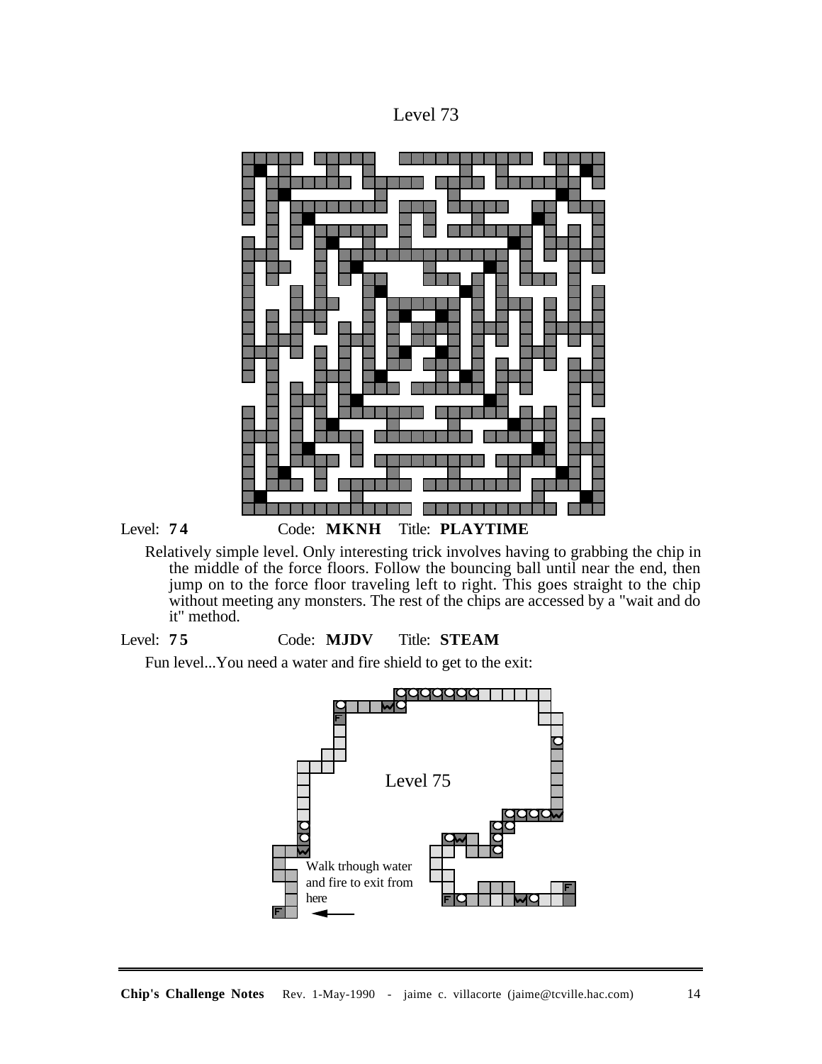Level 73

Level: **74** Code: **MKNH** Title: **PLAYTIME**

Relatively simple level. Only interesting trick involves having to grabbing the chip in the middle of the force floors. Follow the bouncing ball until near the end, then jump on to the force floor traveling left to right. This goes straight to the chip without meeting any monsters. The rest of the chips are accessed by a "wait and do it" method.

Level: **75** Code: **MJDV** Title: **STEAM**

Fun level...You need a water and fire shield to get to the exit:

Level 75

Walk trhough water and fire to exit from here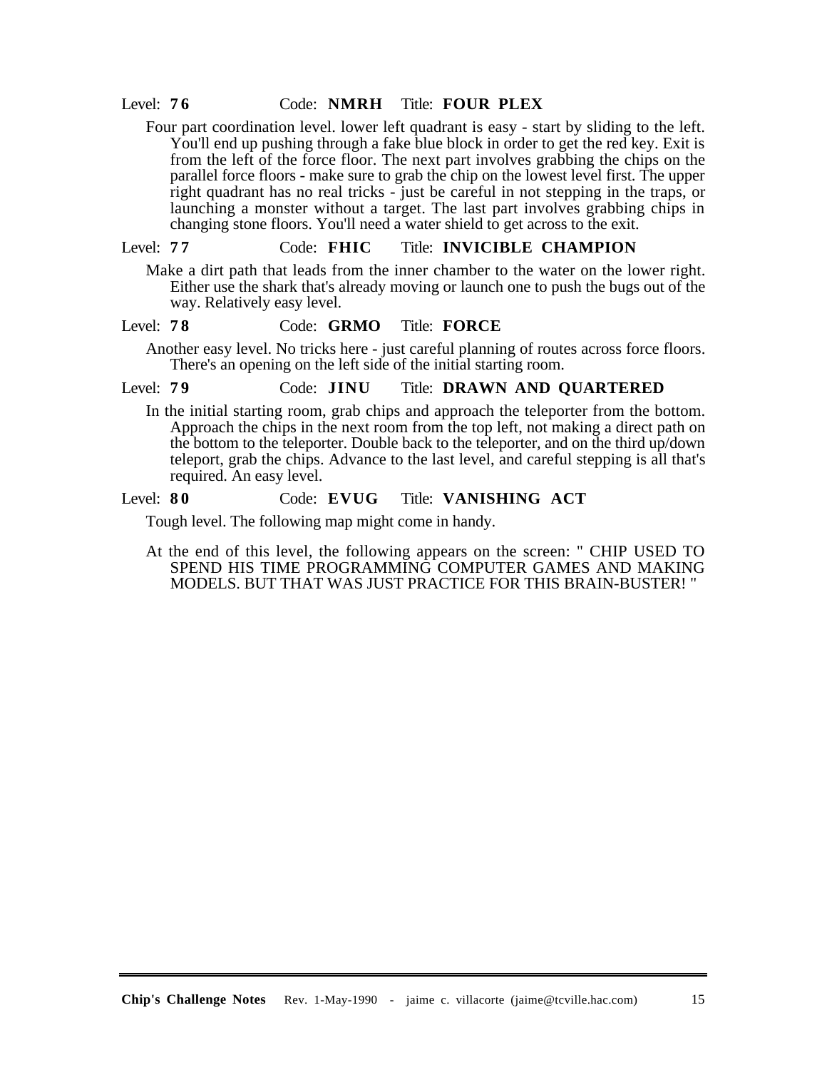Level: **76** Code: **NMRH** Title: **FOUR PLEX**

Four part coordination level. lower left quadrant is easy - start by sliding to the left. You'll end up pushing through a fake blue block in order to get the red key. Exit is from the left of the force floor. The next part involves grabbing the chips on the parallel force floors - make sure to grab the chip on the lowest level first. The upper right quadrant has no real tricks - just be careful in not stepping in the traps, or launching a monster without a target. The last part involves grabbing chips in changing stone floors. You'll need a water shield to get across to the exit.

Level: **77** Code: **FHIC** Title: **INVICIBLE CHAMPION**

Make a dirt path that leads from the inner chamber to the water on the lower right. Either use the shark that's already moving or launch one to push the bugs out of the way. Relatively easy level.

Level: **78** Code: **GRMO** Title: **FORCE**

Another easy level. No tricks here - just careful planning of routes across force floors. There's an opening on the left side of the initial starting room.

Level: **79** Code: **JINU** Title: **DRAWN AND QUARTERED**

In the initial starting room, grab chips and approach the teleporter from the bottom. Approach the chips in the next room from the top left, not making a direct path on the bottom to the teleporter. Double back to the teleporter, and on the third up/down teleport, grab the chips. Advance to the last level, and careful stepping is all that's required. An easy level.

Level: **80** Code: **EVUG** Title: **VANISHING ACT**

Tough level. The following map might come in handy.

At the end of this level, the following appears on the screen: " CHIP USED TO SPEND HIS TIME PROGRAMMING COMPUTER GAMES AND MAKING MODELS. BUT THAT WAS JUST PRACTICE FOR THIS BRAIN-BUSTER! "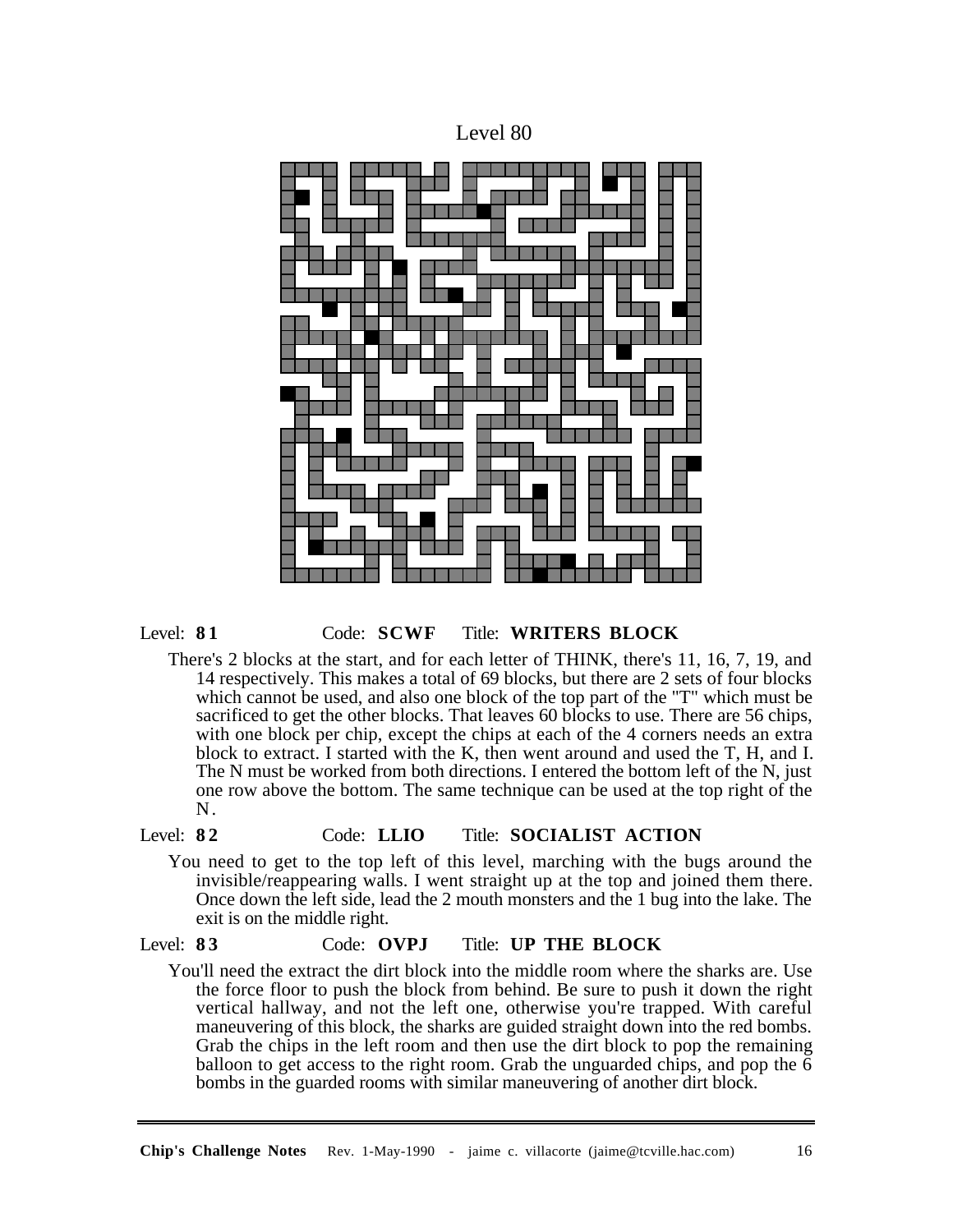Level 80

Level: **81** Code: **SCWF** Title: **WRITERS BLOCK**

There's 2 blocks at the start, and for each letter of THINK, there's 11, 16, 7, 19, and 14 respectively. This makes a total of 69 blocks, but there are 2 sets of four blocks which cannot be used, and also one block of the top part of the "T" which must be sacrificed to get the other blocks. That leaves 60 blocks to use. There are 56 chips, with one block per chip, except the chips at each of the 4 corners needs an extra block to extract. I started with the K, then went around and used the T, H, and I. The N must be worked from both directions. I entered the bottom left of the N, just one row above the bottom. The same technique can be used at the top right of the N.

Level: **82** Code: **LLIO** Title: **SOCIALIST ACTION**

You need to get to the top left of this level, marching with the bugs around the invisible/reappearing walls. I went straight up at the top and joined them there. Once down the left side, lead the 2 mouth monsters and the 1 bug into the lake. The exit is on the middle right.

Level: **83** Code: **OVPJ** Title: **UP THE BLOCK**

You'll need the extract the dirt block into the middle room where the sharks are. Use the force floor to push the block from behind. Be sure to push it down the right vertical hallway, and not the left one, otherwise you're trapped. With careful maneuvering of this block, the sharks are guided straight down into the red bombs. Grab the chips in the left room and then use the dirt block to pop the remaining balloon to get access to the right room. Grab the unguarded chips, and pop the 6 bombs in the guarded rooms with similar maneuvering of another dirt block.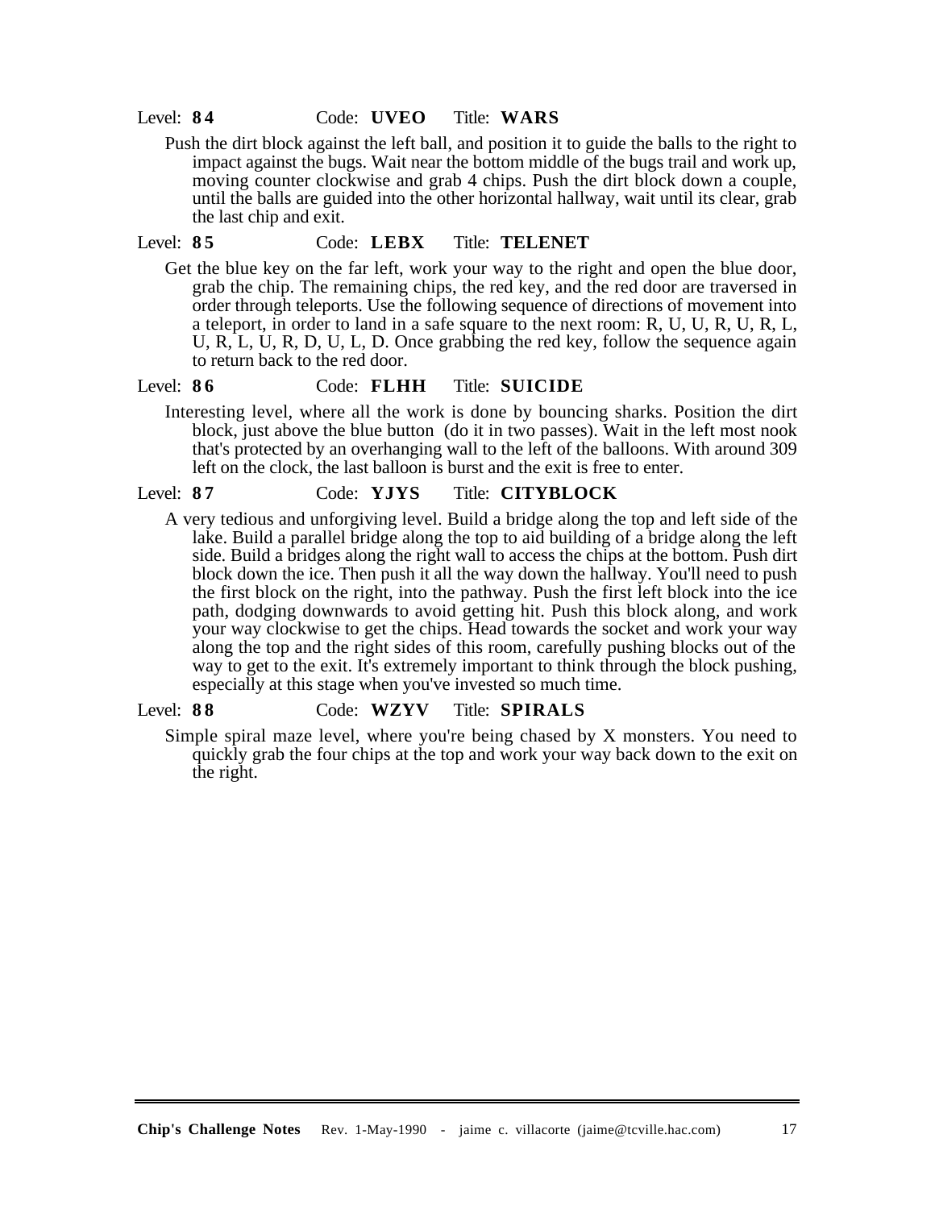Level: **84** Code: **UVEO** Title: **WARS**

Push the dirt block against the left ball, and position it to guide the balls to the right to impact against the bugs. Wait near the bottom middle of the bugs trail and work up, moving counter clockwise and grab 4 chips. Push the dirt block down a couple, until the balls are guided into the other horizontal hallway, wait until its clear, grab the last chip and exit.

Level: **85** Code: **LEBX** Title: **TELENET**

Get the blue key on the far left, work your way to the right and open the blue door, grab the chip. The remaining chips, the red key, and the red door are traversed in order through teleports. Use the following sequence of directions of movement into a teleport, in order to land in a safe square to the next room: R, U, U, R, U, R, L, U, R, L, U, R, D, U, L, D. Once grabbing the red key, follow the sequence again to return back to the red door.

Level: **86** Code: **FLHH** Title: **SUICIDE**

Interesting level, where all the work is done by bouncing sharks. Position the dirt block, just above the blue button (do it in two passes). Wait in the left most nook that's protected by an overhanging wall to the left of the balloons. With around 309 left on the clock, the last balloon is burst and the exit is free to enter.

Level: **87** Code: **YJYS** Title: **CITYBLOCK**

A very tedious and unforgiving level. Build a bridge along the top and left side of the lake. Build a parallel bridge along the top to aid building of a bridge along the left side. Build a bridges along the right wall to access the chips at the bottom. Push dirt block down the ice. Then push it all the way down the hallway. You'll need to push the first block on the right, into the pathway. Push the first left block into the ice path, dodging downwards to avoid getting hit. Push this block along, and work your way clockwise to get the chips. Head towards the socket and work your way along the top and the right sides of this room, carefully pushing blocks out of the way to get to the exit. It's extremely important to think through the block pushing, especially at this stage when you've invested so much time.

Level: **88** Code: **WZYV** Title: **SPIRALS**

Simple spiral maze level, where you're being chased by X monsters. You need to quickly grab the four chips at the top and work your way back down to the exit on the right.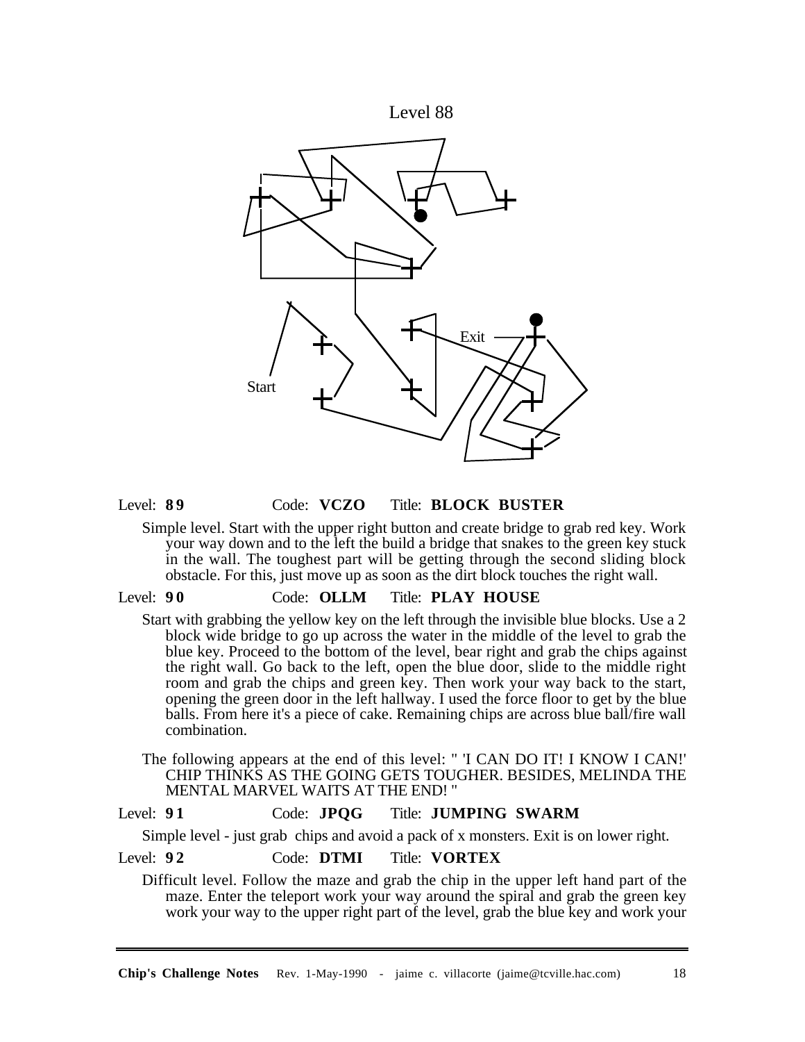Level 88

Start

Exit

Level: **8 9** Code: **VCZO** Title: **BLOCK BUSTER**

Simple level. Start with the upper right button and create bridge to grab red key. Work your way down and to the left the build a bridge that snakes to the green key stuck in the wall. The toughest part will be getting through the second sliding block obstacle. For this, just move up as soon as the dirt block touches the right wall.

Level: **9 0** Code: **OLLM** Title: **PLAY HOUSE**

Start with grabbing the yellow key on the left through the invisible blue blocks. Use a 2 block wide bridge to go up across the water in the middle of the level to grab the blue key. Proceed to the bottom of the level, bear right and grab the chips against the right wall. Go back to the left, open the blue door, slide to the middle right room and grab the chips and green key. Then work your way back to the start, opening the green door in the left hallway. I used the force floor to get by the blue balls. From here it's a piece of cake. Remaining chips are across blue ball/fire wall combination.

The following appears at the end of this level: " 'I CAN DO IT! I KNOW I CAN!' CHIP THINKS AS THE GOING GETS TOUGHER. BESIDES, MELINDA THE MENTAL MARVEL WAITS AT THE END! "

Level: **9 1** Code: **JPQG** Title: **JUMPING SWARM**

Simple level - just grab chips and avoid a pack of x monsters. Exit is on lower right.

Level: **9 2** Code: **DTMI** Title: **VORTEX**

Difficult level. Follow the maze and grab the chip in the upper left hand part of the maze. Enter the teleport work your way around the spiral and grab the green key work your way to the upper right part of the level, grab the blue key and work your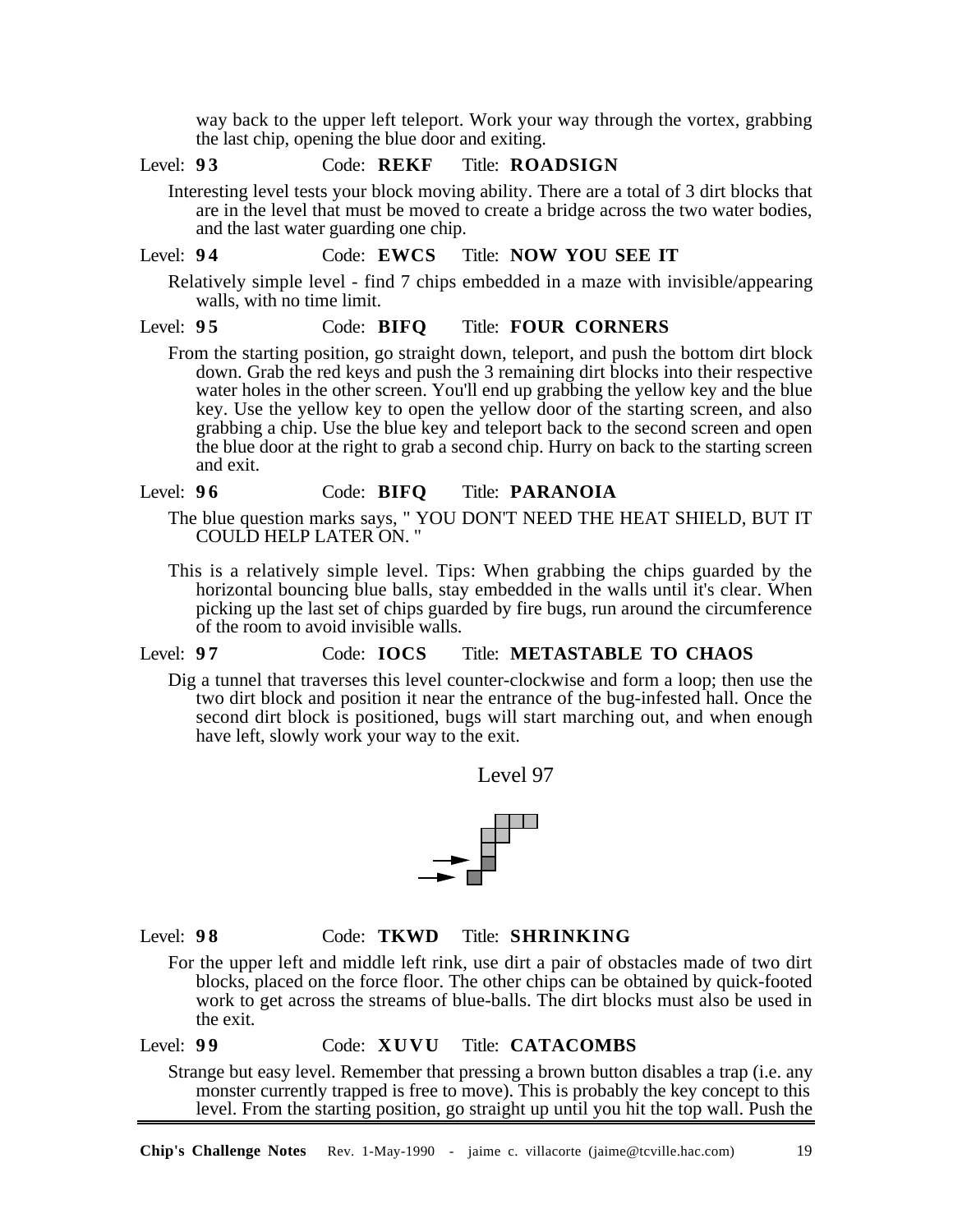way back to the upper left teleport. Work your way through the vortex, grabbing the last chip, opening the blue door and exiting.

Level: **93** Code: **REKF** Title: **ROADSIGN**

Interesting level tests your block moving ability. There are a total of 3 dirt blocks that are in the level that must be moved to create a bridge across the two water bodies, and the last water guarding one chip.

Level: **94** Code: **EWCS** Title: **NOW YOU SEE IT**

Relatively simple level - find 7 chips embedded in a maze with invisible/appearing walls, with no time limit.

Level: **95** Code: **BIFQ** Title: **FOUR CORNERS**

From the starting position, go straight down, teleport, and push the bottom dirt block down. Grab the red keys and push the 3 remaining dirt blocks into their respective water holes in the other screen. You'll end up grabbing the yellow key and the blue key. Use the yellow key to open the yellow door of the starting screen, and also grabbing a chip. Use the blue key and teleport back to the second screen and open the blue door at the right to grab a second chip. Hurry on back to the starting screen and exit.

Level: **96** Code: **BIFQ** Title: **PARANOIA**

The blue question marks says, " YOU DON'T NEED THE HEAT SHIELD, BUT IT COULD HELP LATER ON. "

This is a relatively simple level. Tips: When grabbing the chips guarded by the horizontal bouncing blue balls, stay embedded in the walls until it's clear. When picking up the last set of chips guarded by fire bugs, run around the circumference of the room to avoid invisible walls.

Level: **97** Code: **IOCS** Title: **METASTABLE TO CHAOS**

Dig a tunnel that traverses this level counter-clockwise and form a loop; then use the two dirt block and position it near the entrance of the bug-infested hall. Once the second dirt block is positioned, bugs will start marching out, and when enough have left, slowly work your way to the exit.

Level 97

Level: **98** Code: **TKWD** Title: **SHRINKING**

For the upper left and middle left rink, use dirt a pair of obstacles made of two dirt blocks, placed on the force floor. The other chips can be obtained by quick-footed work to get across the streams of blue-balls. The dirt blocks must also be used in the exit.

Level: **99** Code: **XUVU** Title: **CATACOMBS**

Strange but easy level. Remember that pressing a brown button disables a trap (i.e. any monster currently trapped is free to move). This is probably the key concept to this level. From the starting position, go straight up until you hit the top wall. Push the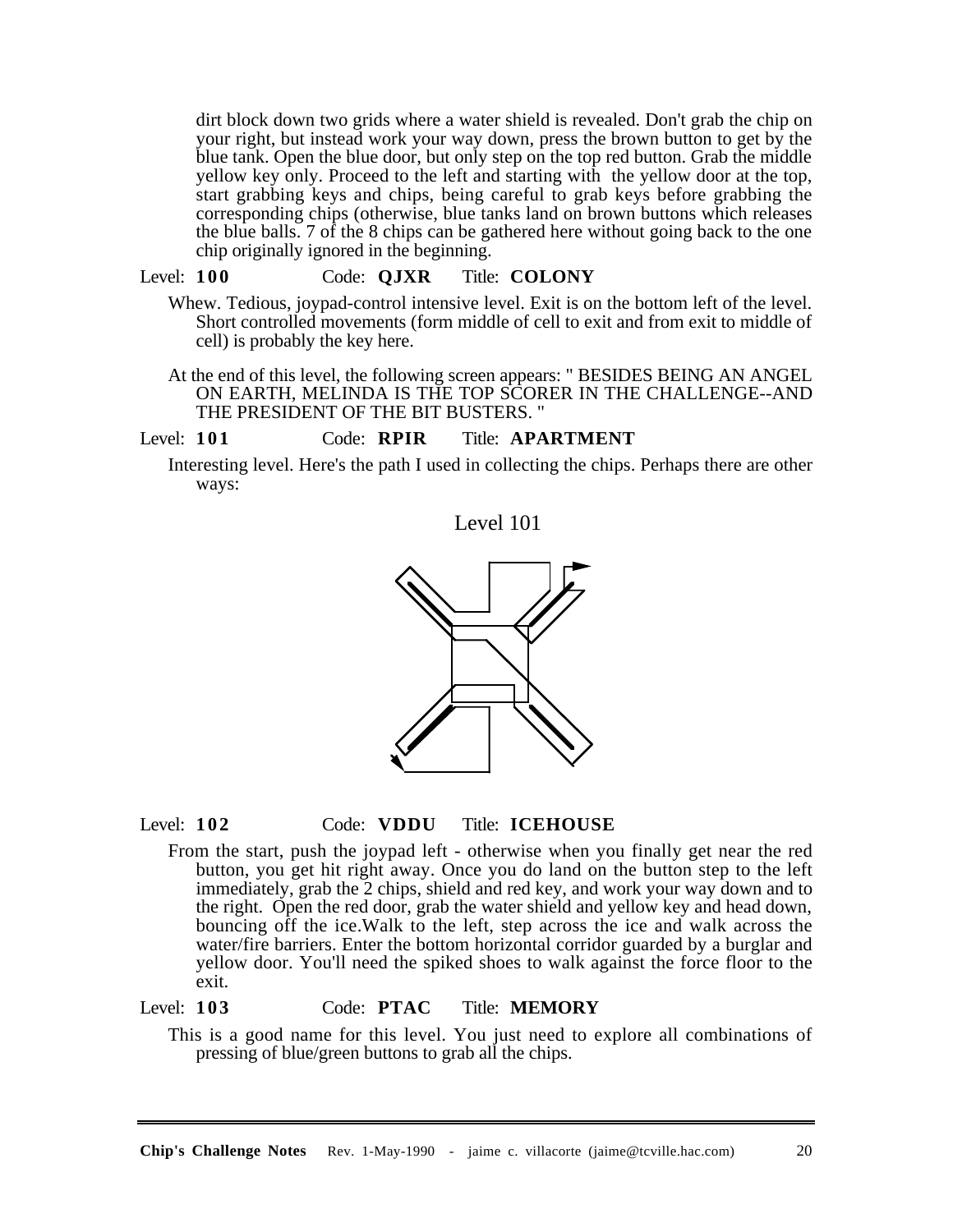dirt block down two grids where a water shield is revealed. Don't grab the chip on your right, but instead work your way down, press the brown button to get by the blue tank. Open the blue door, but only step on the top red button. Grab the middle yellow key only. Proceed to the left and starting with the yellow door at the top, start grabbing keys and chips, being careful to grab keys before grabbing the corresponding chips (otherwise, blue tanks land on brown buttons which releases the blue balls. 7 of the 8 chips can be gathered here without going back to the one chip originally ignored in the beginning.

Level: **100** Code: **QJXR** Title: **COLONY**

Whew. Tedious, joypad-control intensive level. Exit is on the bottom left of the level. Short controlled movements (form middle of cell to exit and from exit to middle of cell) is probably the key here.

At the end of this level, the following screen appears: " BESIDES BEING AN ANGEL ON EARTH, MELINDA IS THE TOP SCORER IN THE CHALLENGE--AND THE PRESIDENT OF THE BIT BUSTERS. "

Level: **101** Code: **RPIR** Title: **APARTMENT**

Interesting level. Here's the path I used in collecting the chips. Perhaps there are other ways:

Level 101

Level: **102** Code: **VDDU** Title: **ICEHOUSE**

From the start, push the joypad left - otherwise when you finally get near the red button, you get hit right away. Once you do land on the button step to the left immediately, grab the 2 chips, shield and red key, and work your way down and to the right. Open the red door, grab the water shield and yellow key and head down, bouncing off the ice.Walk to the left, step across the ice and walk across the water/fire barriers. Enter the bottom horizontal corridor guarded by a burglar and yellow door. You'll need the spiked shoes to walk against the force floor to the exit.

Level: **103** Code: **PTAC** Title: **MEMORY**

This is a good name for this level. You just need to explore all combinations of pressing of blue/green buttons to grab all the chips.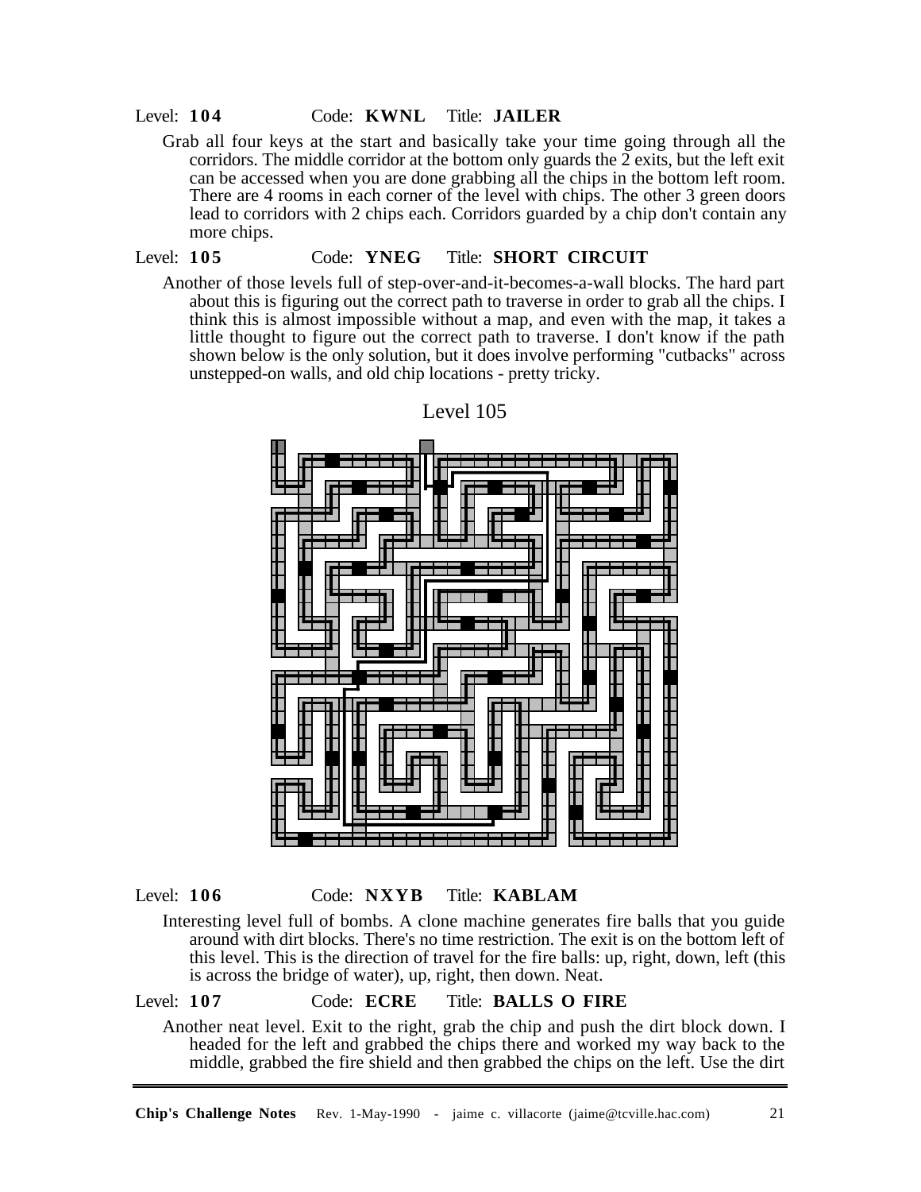Level: **104** Code: **KWNL** Title: **JAILER**

Grab all four keys at the start and basically take your time going through all the corridors. The middle corridor at the bottom only guards the 2 exits, but the left exit can be accessed when you are done grabbing all the chips in the bottom left room. There are 4 rooms in each corner of the level with chips. The other 3 green doors lead to corridors with 2 chips each. Corridors guarded by a chip don't contain any more chips.

Level: **105** Code: **YNEG** Title: **SHORT CIRCUIT**

Another of those levels full of step-over-and-it-becomes-a-wall blocks. The hard part about this is figuring out the correct path to traverse in order to grab all the chips. I think this is almost impossible without a map, and even with the map, it takes a little thought to figure out the correct path to traverse. I don't know if the path shown below is the only solution, but it does involve performing "cutbacks" across unstepped-on walls, and old chip locations - pretty tricky.

Level 105

Level: **106** Code: **NXYB** Title: **KABLAM**

Interesting level full of bombs. A clone machine generates fire balls that you guide around with dirt blocks. There's no time restriction. The exit is on the bottom left of this level. This is the direction of travel for the fire balls: up, right, down, left (this is across the bridge of water), up, right, then down. Neat.

Level: **107** Code: **ECRE** Title: **BALLS O FIRE**

Another neat level. Exit to the right, grab the chip and push the dirt block down. I headed for the left and grabbed the chips there and worked my way back to the middle, grabbed the fire shield and then grabbed the chips on the left. Use the dirt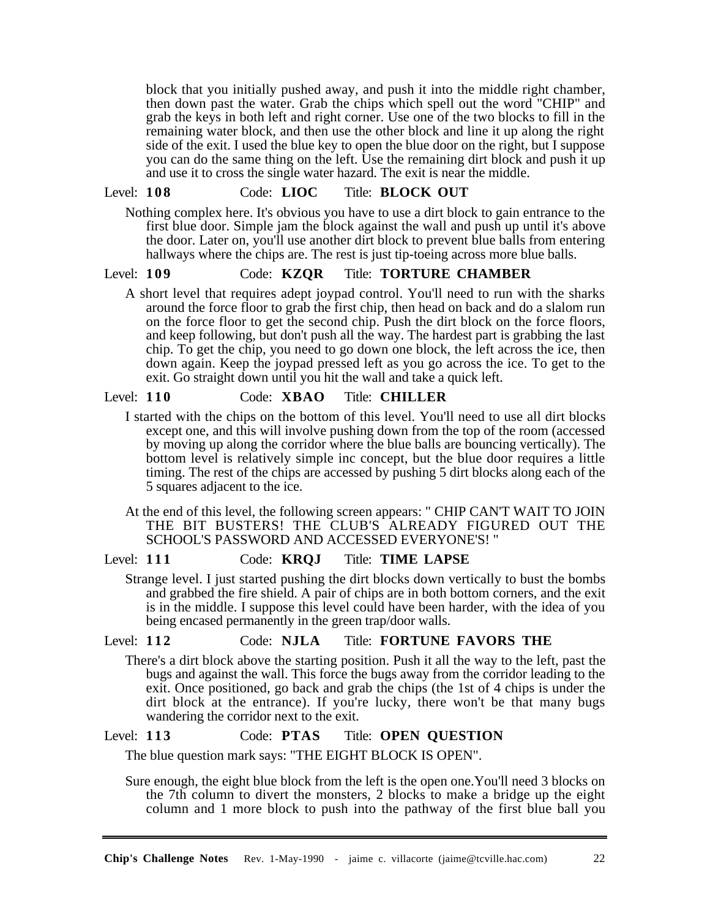block that you initially pushed away, and push it into the middle right chamber, then down past the water. Grab the chips which spell out the word "CHIP" and grab the keys in both left and right corner. Use one of the two blocks to fill in the remaining water block, and then use the other block and line it up along the right side of the exit. I used the blue key to open the blue door on the right, but I suppose you can do the same thing on the left. Use the remaining dirt block and push it up and use it to cross the single water hazard. The exit is near the middle.

Level: **108** Code: **LIOC** Title: **BLOCK OUT**

Nothing complex here. It's obvious you have to use a dirt block to gain entrance to the first blue door. Simple jam the block against the wall and push up until it's above the door. Later on, you'll use another dirt block to prevent blue balls from entering hallways where the chips are. The rest is just tip-toeing across more blue balls.

Level: **109** Code: **KZQR** Title: **TORTURE CHAMBER**

A short level that requires adept joypad control. You'll need to run with the sharks around the force floor to grab the first chip, then head on back and do a slalom run on the force floor to get the second chip. Push the dirt block on the force floors, and keep following, but don't push all the way. The hardest part is grabbing the last chip. To get the chip, you need to go down one block, the left across the ice, then down again. Keep the joypad pressed left as you go across the ice. To get to the exit. Go straight down until you hit the wall and take a quick left.

Level: **110** Code: **XBAO** Title: **CHILLER**

I started with the chips on the bottom of this level. You'll need to use all dirt blocks except one, and this will involve pushing down from the top of the room (accessed by moving up along the corridor where the blue balls are bouncing vertically). The bottom level is relatively simple inc concept, but the blue door requires a little timing. The rest of the chips are accessed by pushing 5 dirt blocks along each of the 5 squares adjacent to the ice.

At the end of this level, the following screen appears: " CHIP CAN'T WAIT TO JOIN THE BIT BUSTERS! THE CLUB'S ALREADY FIGURED OUT THE SCHOOL'S PASSWORD AND ACCESSED EVERYONE'S! "

Level: **111** Code: **KRQJ** Title: **TIME LAPSE**

Strange level. I just started pushing the dirt blocks down vertically to bust the bombs and grabbed the fire shield. A pair of chips are in both bottom corners, and the exit is in the middle. I suppose this level could have been harder, with the idea of you being encased permanently in the green trap/door walls.

Level: **112** Code: **NJLA** Title: **FORTUNE FAVORS THE**

There's a dirt block above the starting position. Push it all the way to the left, past the bugs and against the wall. This force the bugs away from the corridor leading to the exit. Once positioned, go back and grab the chips (the 1st of 4 chips is under the dirt block at the entrance). If you're lucky, there won't be that many bugs wandering the corridor next to the exit.

Level: **113** Code: **PTAS** Title: **OPEN QUESTION**

The blue question mark says: "THE EIGHT BLOCK IS OPEN".

Sure enough, the eight blue block from the left is the open one.You'll need 3 blocks on the 7th column to divert the monsters, 2 blocks to make a bridge up the eight column and 1 more block to push into the pathway of the first blue ball you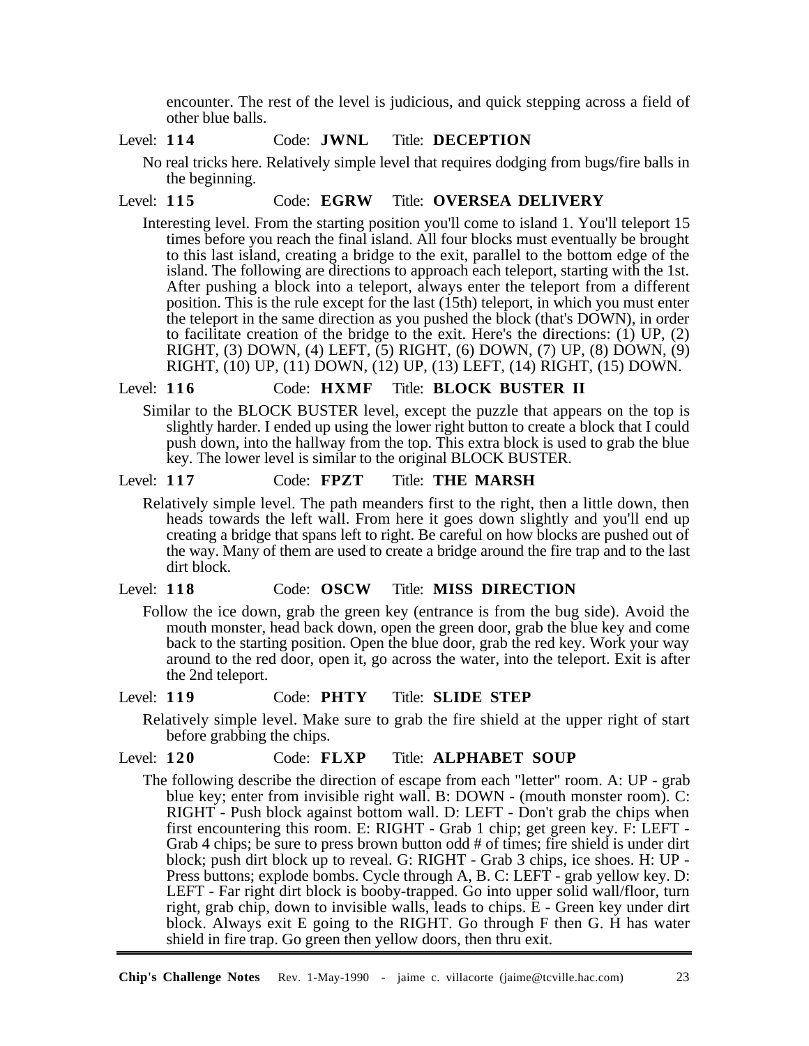encounter. The rest of the level is judicious, and quick stepping across a field of other blue balls.

Level: **114** Code: **JWNL** Title: **DECEPTION**

No real tricks here. Relatively simple level that requires dodging from bugs/fire balls in the beginning.

Level: **115** Code: **EGRW** Title: **OVERSEA DELIVERY**

Interesting level. From the starting position you'll come to island 1. You'll teleport 15 times before you reach the final island. All four blocks must eventually be brought to this last island, creating a bridge to the exit, parallel to the bottom edge of the island. The following are directions to approach each teleport, starting with the 1st. After pushing a block into a teleport, always enter the teleport from a different position. This is the rule except for the last (15th) teleport, in which you must enter the teleport in the same direction as you pushed the block (that's DOWN), in order to facilitate creation of the bridge to the exit. Here's the directions: (1) UP, (2) RIGHT, (3) DOWN, (4) LEFT, (5) RIGHT, (6) DOWN, (7) UP, (8) DOWN, (9) RIGHT, (10) UP, (11) DOWN, (12) UP, (13) LEFT, (14) RIGHT, (15) DOWN.

Level: **116** Code: **HXMF** Title: **BLOCK BUSTER II**

Similar to the BLOCK BUSTER level, except the puzzle that appears on the top is slightly harder. I ended up using the lower right button to create a block that I could push down, into the hallway from the top. This extra block is used to grab the blue key. The lower level is similar to the original BLOCK BUSTER.

Level: **117** Code: **FPZT** Title: **THE MARSH**

Relatively simple level. The path meanders first to the right, then a little down, then heads towards the left wall. From here it goes down slightly and you'll end up creating a bridge that spans left to right. Be careful on how blocks are pushed out of the way. Many of them are used to create a bridge around the fire trap and to the last dirt block.

Level: **118** Code: **OSCW** Title: **MISS DIRECTION**

Follow the ice down, grab the green key (entrance is from the bug side). Avoid the mouth monster, head back down, open the green door, grab the blue key and come back to the starting position. Open the blue door, grab the red key. Work your way around to the red door, open it, go across the water, into the teleport. Exit is after the 2nd teleport.

Level: **119** Code: **PHTY** Title: **SLIDE STEP**

Relatively simple level. Make sure to grab the fire shield at the upper right of start before grabbing the chips.

Level: **120** Code: **FLXP** Title: **ALPHABET SOUP**

The following describe the direction of escape from each "letter" room. A: UP - grab blue key; enter from invisible right wall. B: DOWN - (mouth monster room). C: RIGHT - Push block against bottom wall. D: LEFT - Don't grab the chips when first encountering this room. E: RIGHT - Grab 1 chip; get green key. F: LEFT - Grab 4 chips; be sure to press brown button odd # of times; fire shield is under dirt block; push dirt block up to reveal. G: RIGHT - Grab 3 chips, ice shoes. H: UP - Press buttons; explode bombs. Cycle through A, B. C: LEFT - grab yellow key. D: LEFT - Far right dirt block is booby-trapped. Go into upper solid wall/floor, turn right, grab chip, down to invisible walls, leads to chips. E - Green key under dirt block. Always exit E going to the RIGHT. Go through F then G. H has water shield in fire trap. Go green then yellow doors, then thru exit.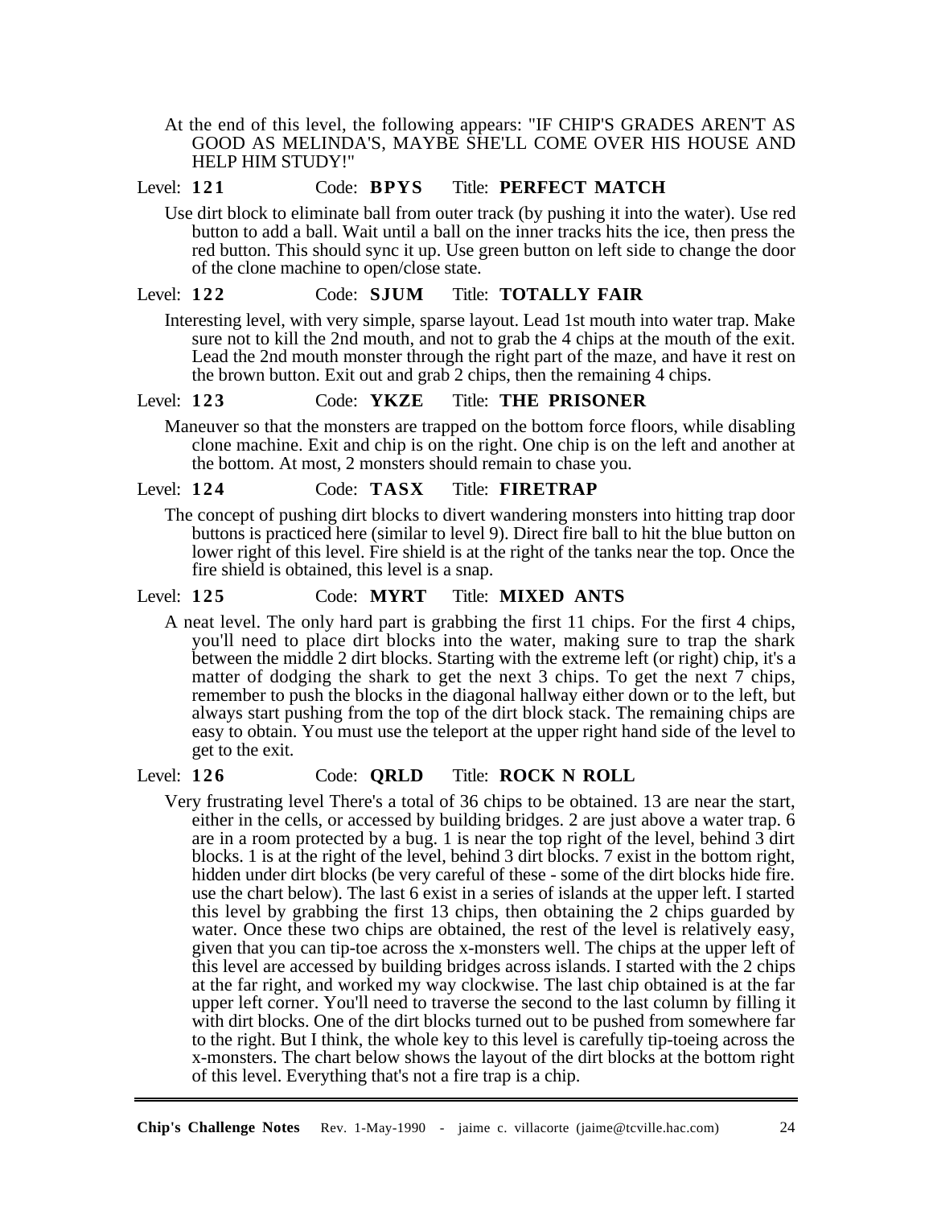At the end of this level, the following appears: "IF CHIP'S GRADES AREN'T AS GOOD AS MELINDA'S, MAYBE SHE'LL COME OVER HIS HOUSE AND HELP HIM STUDY!"

Level: **121** Code: **BPYS** Title: **PERFECT MATCH**

Use dirt block to eliminate ball from outer track (by pushing it into the water). Use red button to add a ball. Wait until a ball on the inner tracks hits the ice, then press the red button. This should sync it up. Use green button on left side to change the door of the clone machine to open/close state.

Level: **122** Code: **SJUM** Title: **TOTALLY FAIR**

Interesting level, with very simple, sparse layout. Lead 1st mouth into water trap. Make sure not to kill the 2nd mouth, and not to grab the 4 chips at the mouth of the exit. Lead the 2nd mouth monster through the right part of the maze, and have it rest on the brown button. Exit out and grab 2 chips, then the remaining 4 chips.

Level: **123** Code: **YKZE** Title: **THE PRISONER**

Maneuver so that the monsters are trapped on the bottom force floors, while disabling clone machine. Exit and chip is on the right. One chip is on the left and another at the bottom. At most, 2 monsters should remain to chase you.

Level: **124** Code: **TASX** Title: **FIRETRAP**

The concept of pushing dirt blocks to divert wandering monsters into hitting trap door buttons is practiced here (similar to level 9). Direct fire ball to hit the blue button on lower right of this level. Fire shield is at the right of the tanks near the top. Once the fire shield is obtained, this level is a snap.

Level: **125** Code: **MYRT** Title: **MIXED ANTS**

A neat level. The only hard part is grabbing the first 11 chips. For the first 4 chips, you'll need to place dirt blocks into the water, making sure to trap the shark between the middle 2 dirt blocks. Starting with the extreme left (or right) chip, it's a matter of dodging the shark to get the next 3 chips. To get the next 7 chips, remember to push the blocks in the diagonal hallway either down or to the left, but always start pushing from the top of the dirt block stack. The remaining chips are easy to obtain. You must use the teleport at the upper right hand side of the level to get to the exit.

Level: **126** Code: **QRLD** Title: **ROCK N ROLL**

Very frustrating level There's a total of 36 chips to be obtained. 13 are near the start, either in the cells, or accessed by building bridges. 2 are just above a water trap. 6 are in a room protected by a bug. 1 is near the top right of the level, behind 3 dirt blocks. 1 is at the right of the level, behind 3 dirt blocks. 7 exist in the bottom right, hidden under dirt blocks (be very careful of these - some of the dirt blocks hide fire. use the chart below). The last 6 exist in a series of islands at the upper left. I started this level by grabbing the first 13 chips, then obtaining the 2 chips guarded by water. Once these two chips are obtained, the rest of the level is relatively easy, given that you can tip-toe across the x-monsters well. The chips at the upper left of this level are accessed by building bridges across islands. I started with the 2 chips at the far right, and worked my way clockwise. The last chip obtained is at the far upper left corner. You'll need to traverse the second to the last column by filling it with dirt blocks. One of the dirt blocks turned out to be pushed from somewhere far to the right. But I think, the whole key to this level is carefully tip-toeing across the x-monsters. The chart below shows the layout of the dirt blocks at the bottom right of this level. Everything that's not a fire trap is a chip.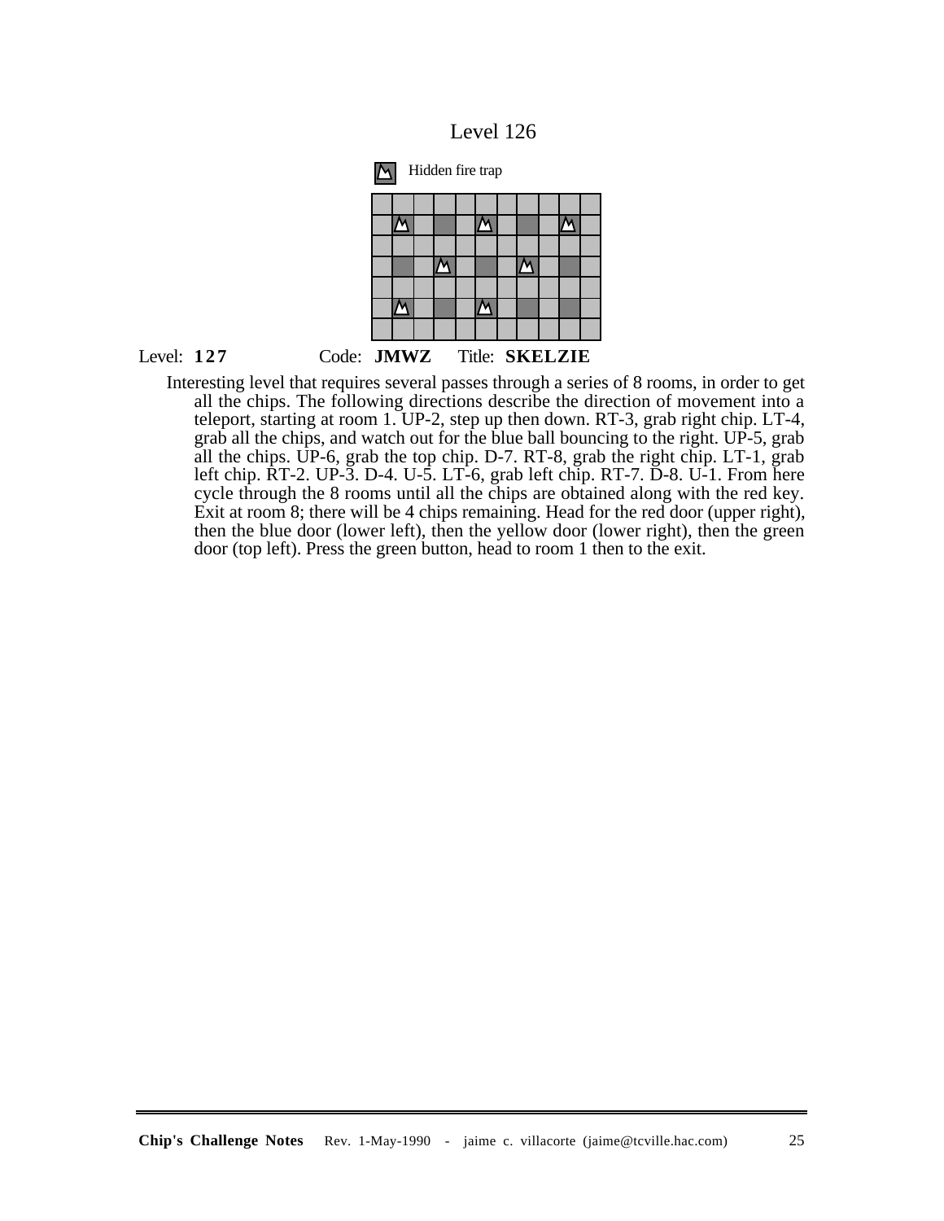Level 126

Hidden fire trap

Level: **127** Code: **JMWZ** Title: **SKELZIE**

Interesting level that requires several passes through a series of 8 rooms, in order to get all the chips. The following directions describe the direction of movement into a teleport, starting at room 1. UP-2, step up then down. RT-3, grab right chip. LT-4, grab all the chips, and watch out for the blue ball bouncing to the right. UP-5, grab all the chips. UP-6, grab the top chip. D-7. RT-8, grab the right chip. LT-1, grab left chip. RT-2. UP-3. D-4. U-5. LT-6, grab left chip. RT-7. D-8. U-1. From here cycle through the 8 rooms until all the chips are obtained along with the red key. Exit at room 8; there will be 4 chips remaining. Head for the red door (upper right), then the blue door (lower left), then the yellow door (lower right), then the green door (top left). Press the green button, head to room 1 then to the exit.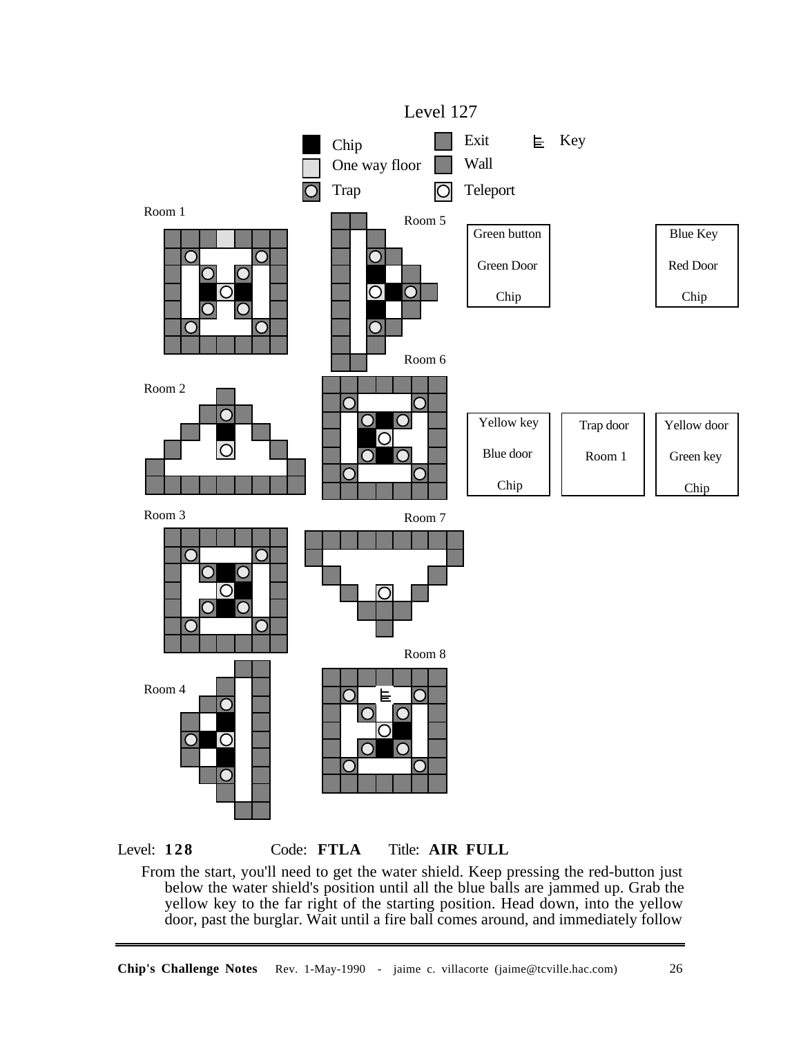## Level 127

Chip | One way floor | Trap | Exit | Wall | Teleport | Key

Room 1

Room 2

Room 3

Room 4

Room 5

Room 6

Room 7

Room 8

| Green button | Blue Key |
|---|---|
| Green Door | Red Door |
| Chip | Chip |

| Yellow key | Trap door | Yellow door |
|---|---|---|
| Blue door | Room 1 | Green key |
| Chip | | Chip |

Level: **128** Code: **FTLA** Title: **AIR FULL**

From the start, you'll need to get the water shield. Keep pressing the red-button just below the water shield's position until all the blue balls are jammed up. Grab the yellow key to the far right of the starting position. Head down, into the yellow door, past the burglar. Wait until a fire ball comes around, and immediately follow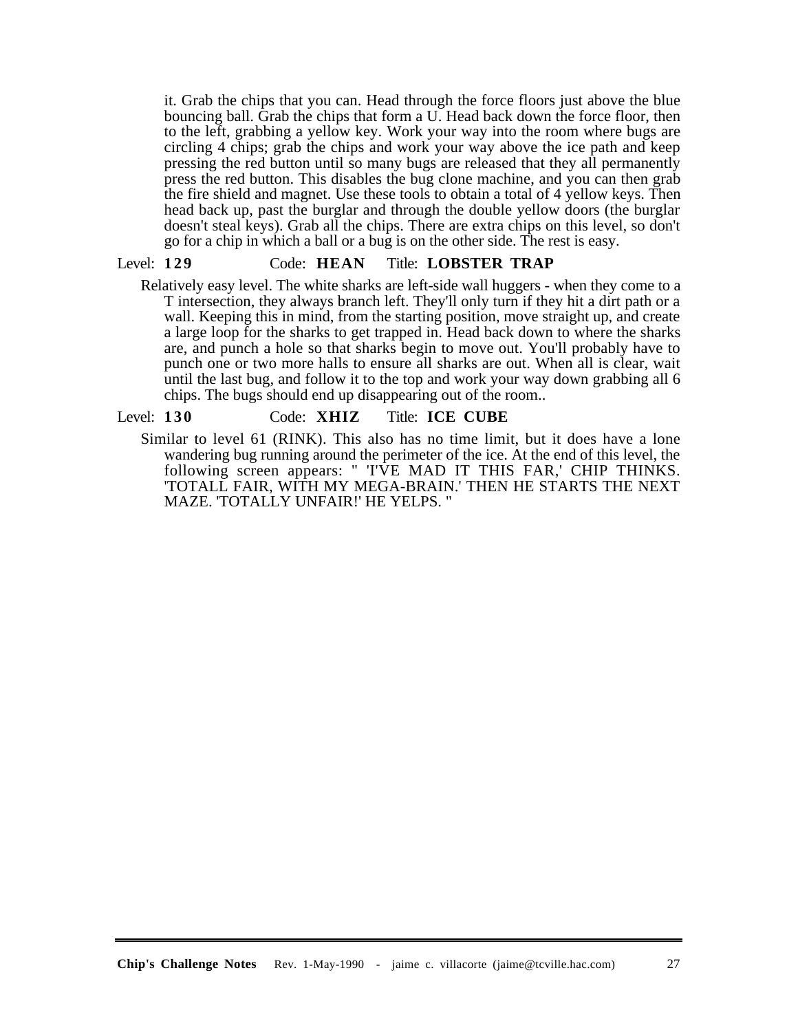it. Grab the chips that you can. Head through the force floors just above the blue bouncing ball. Grab the chips that form a U. Head back down the force floor, then to the left, grabbing a yellow key. Work your way into the room where bugs are circling 4 chips; grab the chips and work your way above the ice path and keep pressing the red button until so many bugs are released that they all permanently press the red button. This disables the bug clone machine, and you can then grab the fire shield and magnet. Use these tools to obtain a total of 4 yellow keys. Then head back up, past the burglar and through the double yellow doors (the burglar doesn't steal keys). Grab all the chips. There are extra chips on this level, so don't go for a chip in which a ball or a bug is on the other side. The rest is easy.

Level: **129** Code: **HEAN** Title: **LOBSTER TRAP**

Relatively easy level. The white sharks are left-side wall huggers - when they come to a T intersection, they always branch left. They'll only turn if they hit a dirt path or a wall. Keeping this in mind, from the starting position, move straight up, and create a large loop for the sharks to get trapped in. Head back down to where the sharks are, and punch a hole so that sharks begin to move out. You'll probably have to punch one or two more halls to ensure all sharks are out. When all is clear, wait until the last bug, and follow it to the top and work your way down grabbing all 6 chips. The bugs should end up disappearing out of the room..

Level: **130** Code: **XHIZ** Title: **ICE CUBE**

Similar to level 61 (RINK). This also has no time limit, but it does have a lone wandering bug running around the perimeter of the ice. At the end of this level, the following screen appears: " 'I'VE MAD IT THIS FAR,' CHIP THINKS. 'TOTALL FAIR, WITH MY MEGA-BRAIN.' THEN HE STARTS THE NEXT MAZE. 'TOTALLY UNFAIR!' HE YELPS. "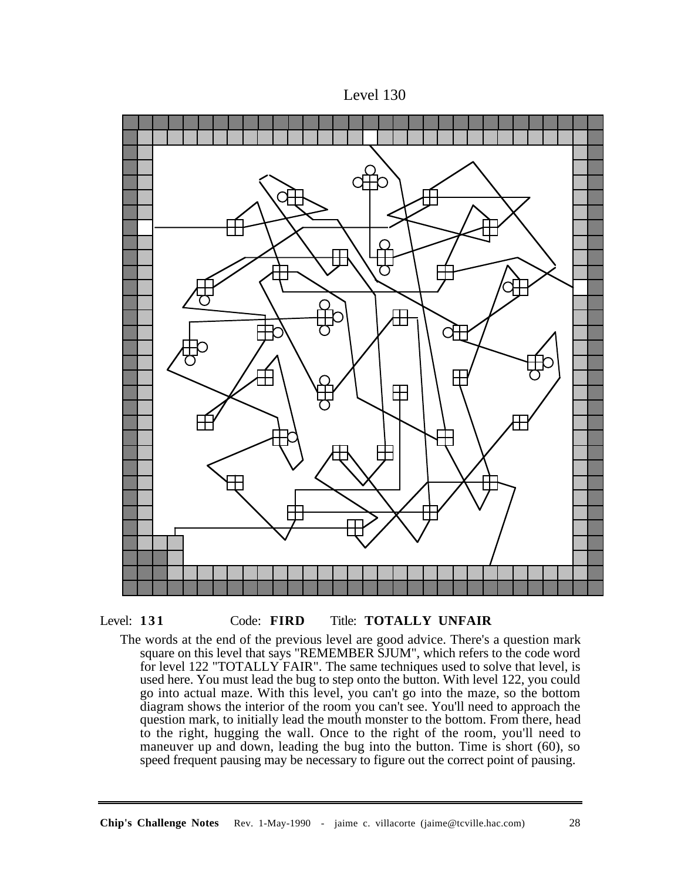Level 130

Level: **131** Code: **FIRD** Title: **TOTALLY UNFAIR**

The words at the end of the previous level are good advice. There's a question mark square on this level that says "REMEMBER SJUM", which refers to the code word for level 122 "TOTALLY FAIR". The same techniques used to solve that level, is used here. You must lead the bug to step onto the button. With level 122, you could go into actual maze. With this level, you can't go into the maze, so the bottom diagram shows the interior of the room you can't see. You'll need to approach the question mark, to initially lead the mouth monster to the bottom. From there, head to the right, hugging the wall. Once to the right of the room, you'll need to maneuver up and down, leading the bug into the button. Time is short (60), so speed frequent pausing may be necessary to figure out the correct point of pausing.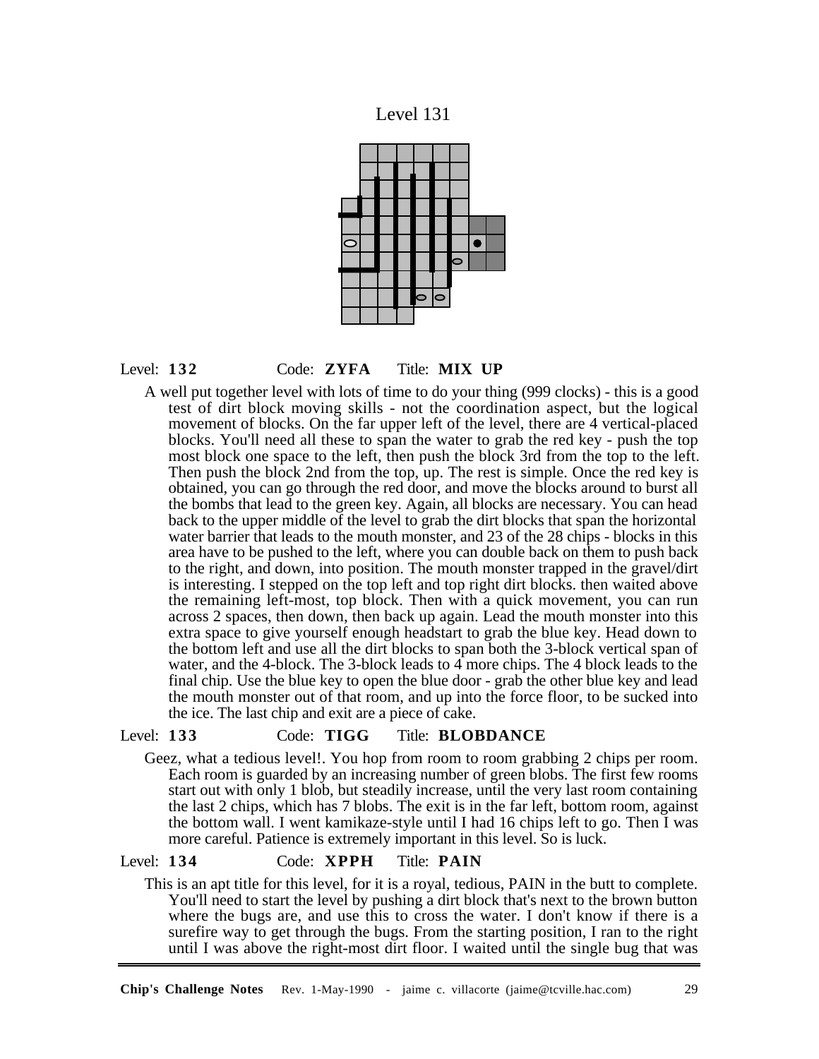Level 131

Level: **132** Code: **ZYFA** Title: **MIX UP**

A well put together level with lots of time to do your thing (999 clocks) - this is a good test of dirt block moving skills - not the coordination aspect, but the logical movement of blocks. On the far upper left of the level, there are 4 vertical-placed blocks. You'll need all these to span the water to grab the red key - push the top most block one space to the left, then push the block 3rd from the top to the left. Then push the block 2nd from the top, up. The rest is simple. Once the red key is obtained, you can go through the red door, and move the blocks around to burst all the bombs that lead to the green key. Again, all blocks are necessary. You can head back to the upper middle of the level to grab the dirt blocks that span the horizontal water barrier that leads to the mouth monster, and 23 of the 28 chips - blocks in this area have to be pushed to the left, where you can double back on them to push back to the right, and down, into position. The mouth monster trapped in the gravel/dirt is interesting. I stepped on the top left and top right dirt blocks. then waited above the remaining left-most, top block. Then with a quick movement, you can run across 2 spaces, then down, then back up again. Lead the mouth monster into this extra space to give yourself enough headstart to grab the blue key. Head down to the bottom left and use all the dirt blocks to span both the 3-block vertical span of water, and the 4-block. The 3-block leads to 4 more chips. The 4 block leads to the final chip. Use the blue key to open the blue door - grab the other blue key and lead the mouth monster out of that room, and up into the force floor, to be sucked into the ice. The last chip and exit are a piece of cake.

Level: **133** Code: **TIGG** Title: **BLOBDANCE**

Geez, what a tedious level!. You hop from room to room grabbing 2 chips per room. Each room is guarded by an increasing number of green blobs. The first few rooms start out with only 1 blob, but steadily increase, until the very last room containing the last 2 chips, which has 7 blobs. The exit is in the far left, bottom room, against the bottom wall. I went kamikaze-style until I had 16 chips left to go. Then I was more careful. Patience is extremely important in this level. So is luck.

Level: **134** Code: **XPPH** Title: **PAIN**

This is an apt title for this level, for it is a royal, tedious, PAIN in the butt to complete. You'll need to start the level by pushing a dirt block that's next to the brown button where the bugs are, and use this to cross the water. I don't know if there is a surefire way to get through the bugs. From the starting position, I ran to the right until I was above the right-most dirt floor. I waited until the single bug that was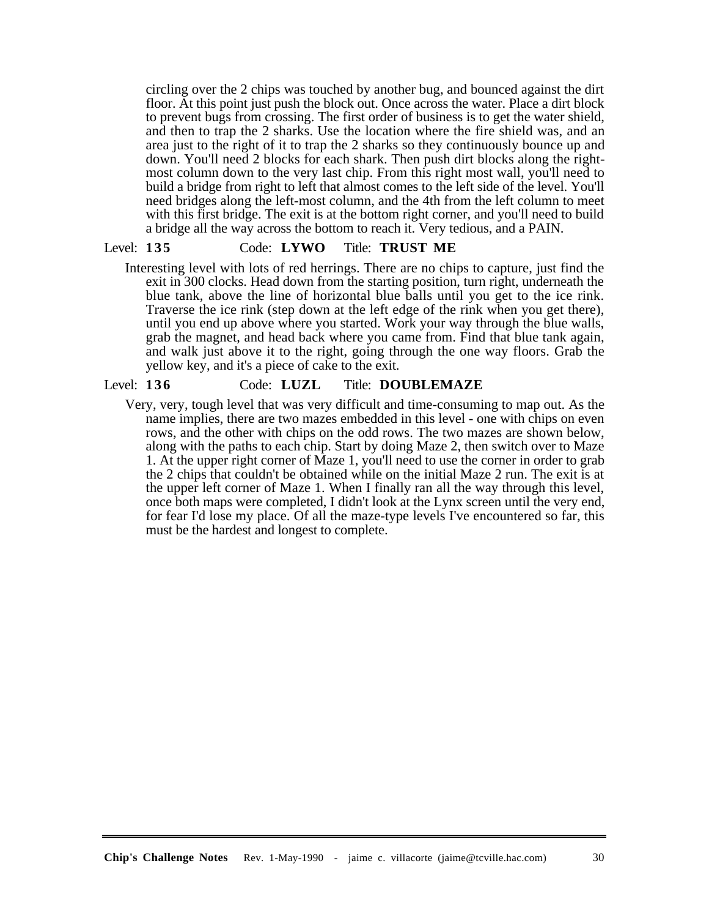circling over the 2 chips was touched by another bug, and bounced against the dirt floor. At this point just push the block out. Once across the water. Place a dirt block to prevent bugs from crossing. The first order of business is to get the water shield, and then to trap the 2 sharks. Use the location where the fire shield was, and an area just to the right of it to trap the 2 sharks so they continuously bounce up and down. You'll need 2 blocks for each shark. Then push dirt blocks along the right-most column down to the very last chip. From this right most wall, you'll need to build a bridge from right to left that almost comes to the left side of the level. You'll need bridges along the left-most column, and the 4th from the left column to meet with this first bridge. The exit is at the bottom right corner, and you'll need to build a bridge all the way across the bottom to reach it. Very tedious, and a PAIN.

Level: **135** Code: **LYWO** Title: **TRUST ME**

Interesting level with lots of red herrings. There are no chips to capture, just find the exit in 300 clocks. Head down from the starting position, turn right, underneath the blue tank, above the line of horizontal blue balls until you get to the ice rink. Traverse the ice rink (step down at the left edge of the rink when you get there), until you end up above where you started. Work your way through the blue walls, grab the magnet, and head back where you came from. Find that blue tank again, and walk just above it to the right, going through the one way floors. Grab the yellow key, and it's a piece of cake to the exit.

Level: **136** Code: **LUZL** Title: **DOUBLEMAZE**

Very, very, tough level that was very difficult and time-consuming to map out. As the name implies, there are two mazes embedded in this level - one with chips on even rows, and the other with chips on the odd rows. The two mazes are shown below, along with the paths to each chip. Start by doing Maze 2, then switch over to Maze 1. At the upper right corner of Maze 1, you'll need to use the corner in order to grab the 2 chips that couldn't be obtained while on the initial Maze 2 run. The exit is at the upper left corner of Maze 1. When I finally ran all the way through this level, once both maps were completed, I didn't look at the Lynx screen until the very end, for fear I'd lose my place. Of all the maze-type levels I've encountered so far, this must be the hardest and longest to complete.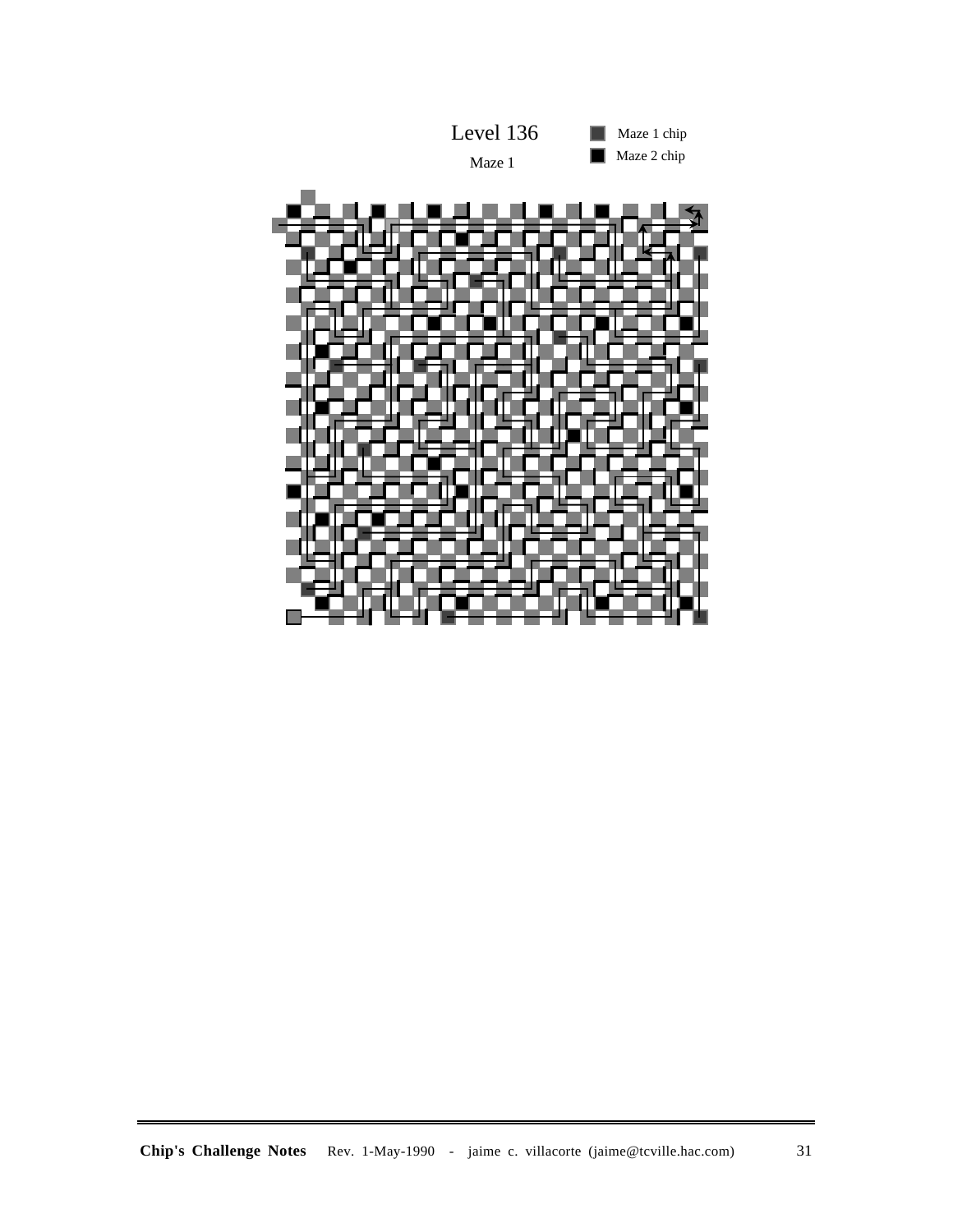# Level 136

Maze 1

Maze 1 chip

Maze 2 chip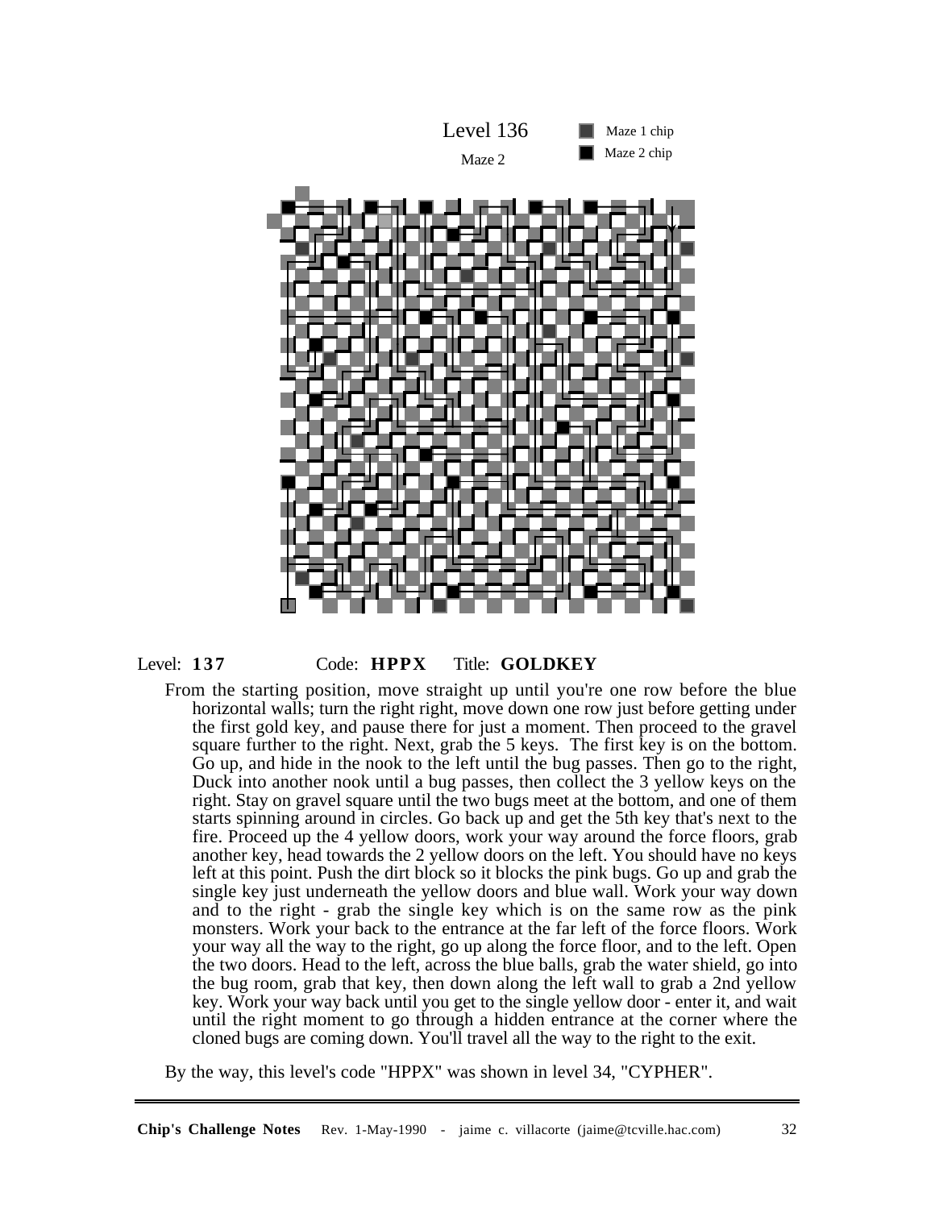Level 136

Maze 2

Maze 1 chip

Maze 2 chip

Level: **137** Code: **HPPX** Title: **GOLDKEY**

From the starting position, move straight up until you're one row before the blue horizontal walls; turn the right right, move down one row just before getting under the first gold key, and pause there for just a moment. Then proceed to the gravel square further to the right. Next, grab the 5 keys. The first key is on the bottom. Go up, and hide in the nook to the left until the bug passes. Then go to the right, Duck into another nook until a bug passes, then collect the 3 yellow keys on the right. Stay on gravel square until the two bugs meet at the bottom, and one of them starts spinning around in circles. Go back up and get the 5th key that's next to the fire. Proceed up the 4 yellow doors, work your way around the force floors, grab another key, head towards the 2 yellow doors on the left. You should have no keys left at this point. Push the dirt block so it blocks the pink bugs. Go up and grab the single key just underneath the yellow doors and blue wall. Work your way down and to the right - grab the single key which is on the same row as the pink monsters. Work your back to the entrance at the far left of the force floors. Work your way all the way to the right, go up along the force floor, and to the left. Open the two doors. Head to the left, across the blue balls, grab the water shield, go into the bug room, grab that key, then down along the left wall to grab a 2nd yellow key. Work your way back until you get to the single yellow door - enter it, and wait until the right moment to go through a hidden entrance at the corner where the cloned bugs are coming down. You'll travel all the way to the right to the exit.

By the way, this level's code "HPPX" was shown in level 34, "CYPHER".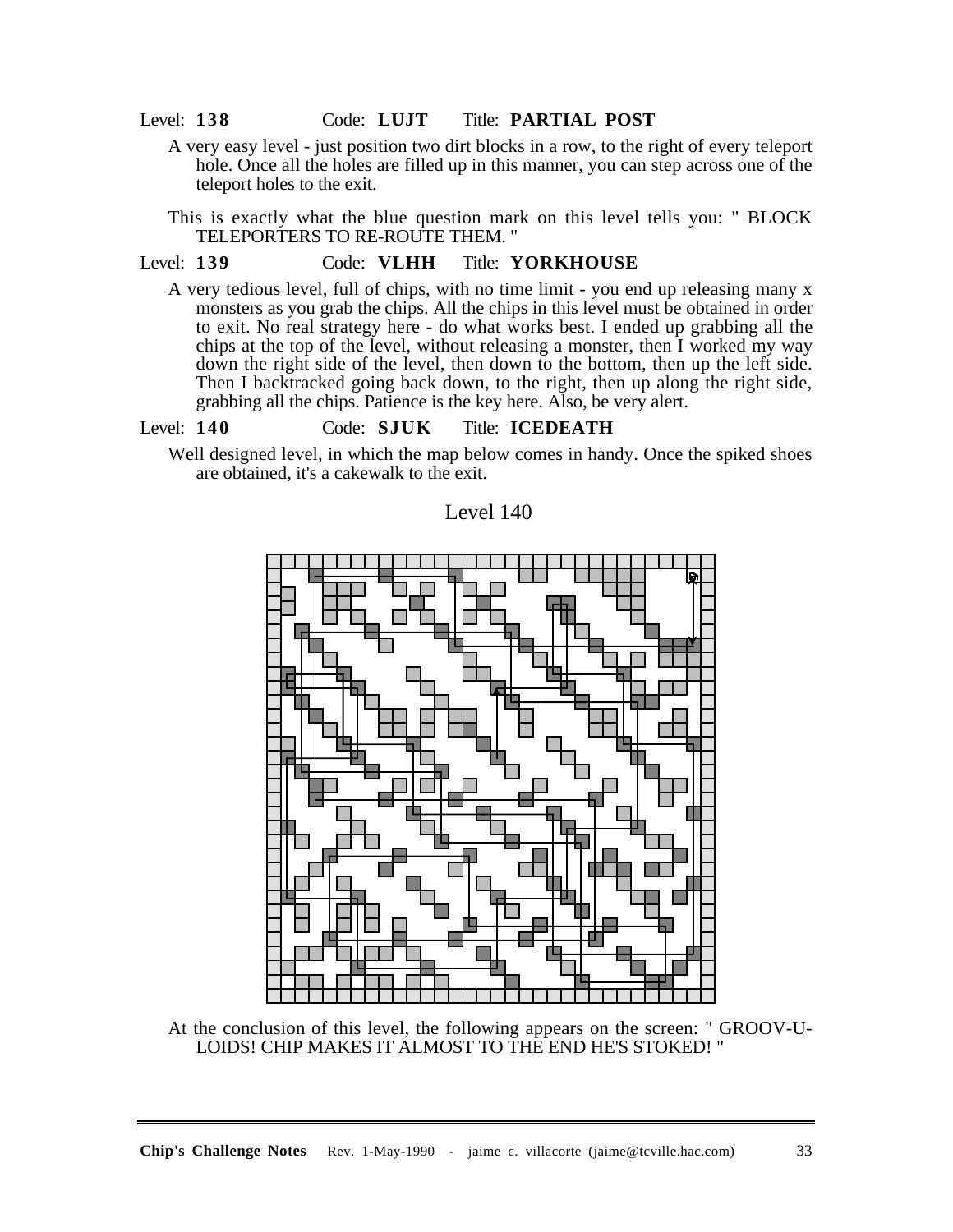Level: **138** Code: **LUJT** Title: **PARTIAL POST**

A very easy level - just position two dirt blocks in a row, to the right of every teleport hole. Once all the holes are filled up in this manner, you can step across one of the teleport holes to the exit.

This is exactly what the blue question mark on this level tells you: " BLOCK TELEPORTERS TO RE-ROUTE THEM. "

Level: **139** Code: **VLHH** Title: **YORKHOUSE**

A very tedious level, full of chips, with no time limit - you end up releasing many x monsters as you grab the chips. All the chips in this level must be obtained in order to exit. No real strategy here - do what works best. I ended up grabbing all the chips at the top of the level, without releasing a monster, then I worked my way down the right side of the level, then down to the bottom, then up the left side. Then I backtracked going back down, to the right, then up along the right side, grabbing all the chips. Patience is the key here. Also, be very alert.

Level: **140** Code: **SJUK** Title: **ICEDEATH**

Well designed level, in which the map below comes in handy. Once the spiked shoes are obtained, it's a cakewalk to the exit.

Level 140

At the conclusion of this level, the following appears on the screen: " GROOV-U-LOIDS! CHIP MAKES IT ALMOST TO THE END HE'S STOKED! "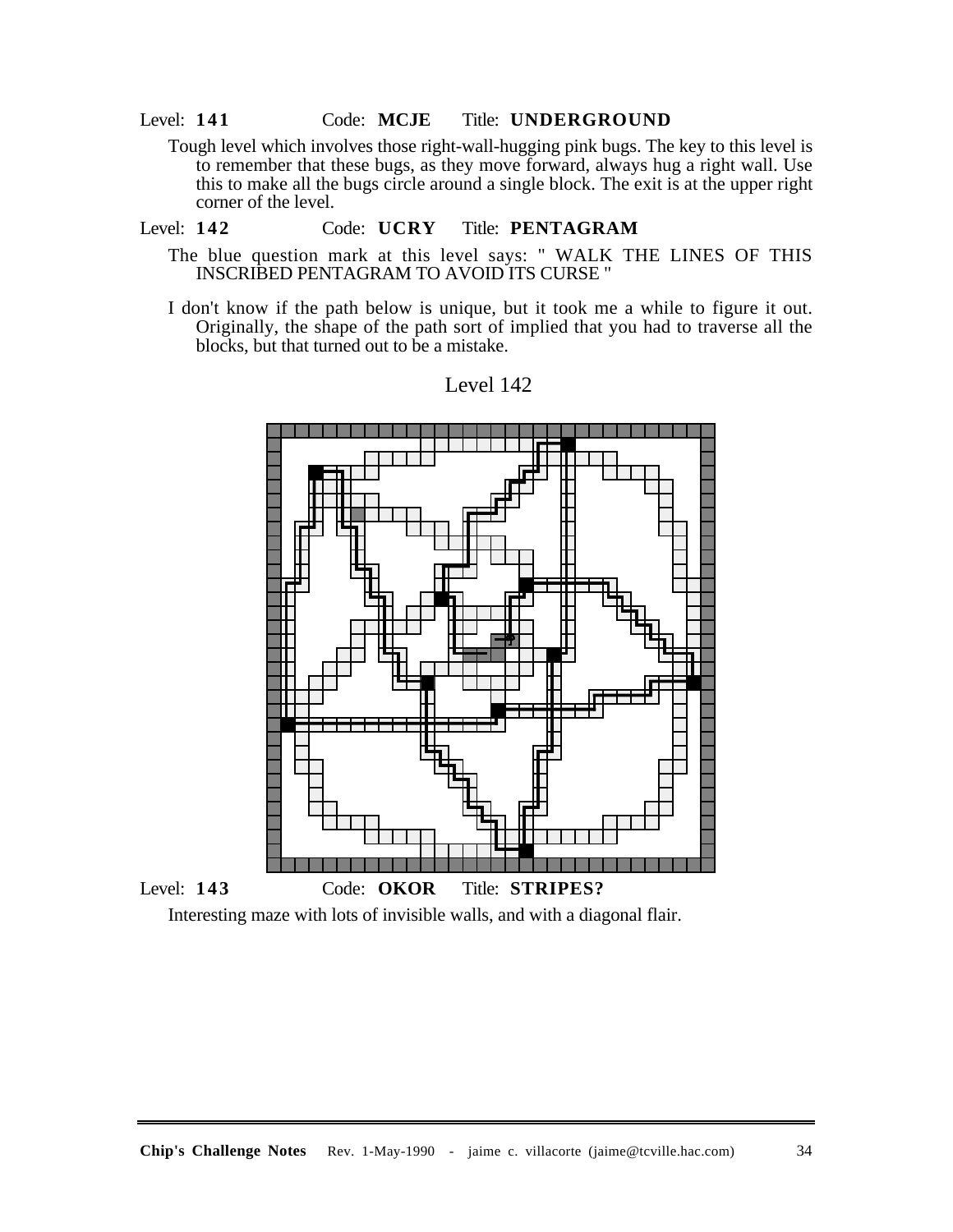Level: **141** Code: **MCJE** Title: **UNDERGROUND**

Tough level which involves those right-wall-hugging pink bugs. The key to this level is to remember that these bugs, as they move forward, always hug a right wall. Use this to make all the bugs circle around a single block. The exit is at the upper right corner of the level.

Level: **142** Code: **UCRY** Title: **PENTAGRAM**

The blue question mark at this level says: " WALK THE LINES OF THIS INSCRIBED PENTAGRAM TO AVOID ITS CURSE "

I don't know if the path below is unique, but it took me a while to figure it out. Originally, the shape of the path sort of implied that you had to traverse all the blocks, but that turned out to be a mistake.

Level 142

Level: **143** Code: **OKOR** Title: **STRIPES?**

Interesting maze with lots of invisible walls, and with a diagonal flair.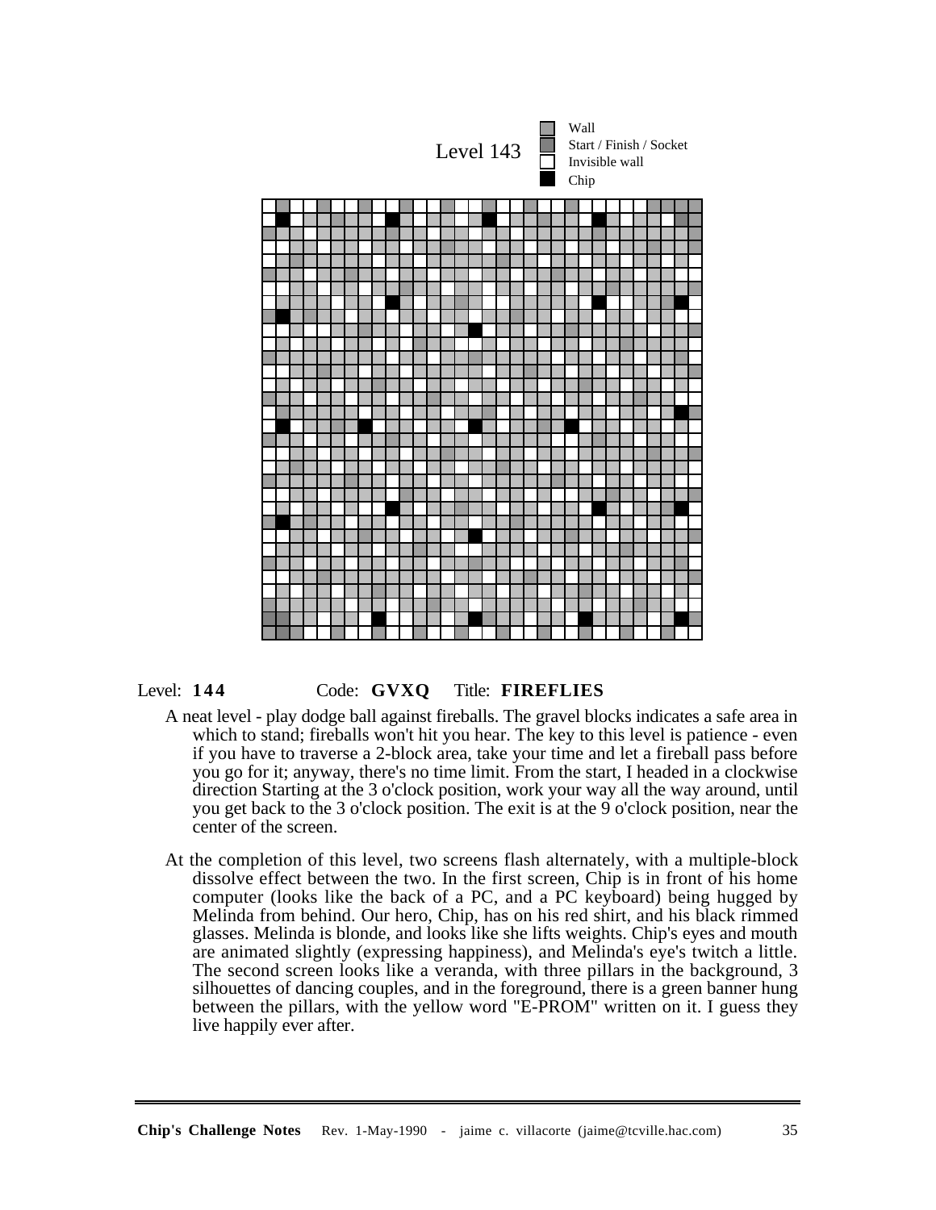Level 143

Wall
Start / Finish / Socket
Invisible wall
Chip

Level: **144** Code: **GVXQ** Title: **FIREFLIES**

A neat level - play dodge ball against fireballs. The gravel blocks indicates a safe area in which to stand; fireballs won't hit you hear. The key to this level is patience - even if you have to traverse a 2-block area, take your time and let a fireball pass before you go for it; anyway, there's no time limit. From the start, I headed in a clockwise direction Starting at the 3 o'clock position, work your way all the way around, until you get back to the 3 o'clock position. The exit is at the 9 o'clock position, near the center of the screen.

At the completion of this level, two screens flash alternately, with a multiple-block dissolve effect between the two. In the first screen, Chip is in front of his home computer (looks like the back of a PC, and a PC keyboard) being hugged by Melinda from behind. Our hero, Chip, has on his red shirt, and his black rimmed glasses. Melinda is blonde, and looks like she lifts weights. Chip's eyes and mouth are animated slightly (expressing happiness), and Melinda's eye's twitch a little. The second screen looks like a veranda, with three pillars in the background, 3 silhouettes of dancing couples, and in the foreground, there is a green banner hung between the pillars, with the yellow word "E-PROM" written on it. I guess they live happily ever after.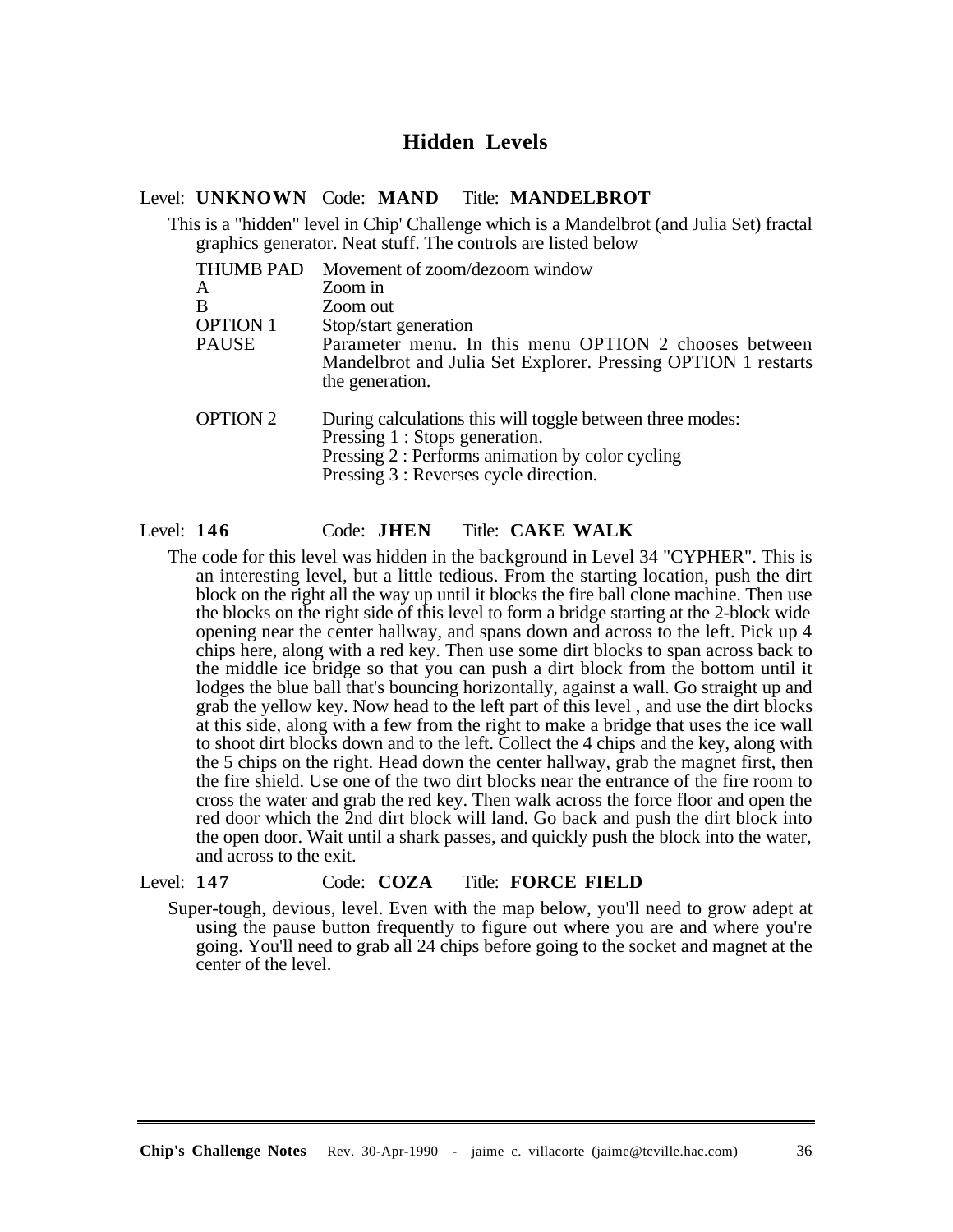## Hidden Levels

Level: **UNKNOWN** Code: **MAND** Title: **MANDELBROT**

This is a "hidden" level in Chip' Challenge which is a Mandelbrot (and Julia Set) fractal graphics generator. Neat stuff. The controls are listed below

| | |
|---|---|
| THUMB PAD | Movement of zoom/dezoom window |
| A | Zoom in |
| B | Zoom out |
| OPTION 1 | Stop/start generation |
| PAUSE | Parameter menu. In this menu OPTION 2 chooses between Mandelbrot and Julia Set Explorer. Pressing OPTION 1 restarts the generation. |
| OPTION 2 | During calculations this will toggle between three modes: Pressing 1 : Stops generation. Pressing 2 : Performs animation by color cycling Pressing 3 : Reverses cycle direction. |

Level: **146** Code: **JHEN** Title: **CAKE WALK**

The code for this level was hidden in the background in Level 34 "CYPHER". This is an interesting level, but a little tedious. From the starting location, push the dirt block on the right all the way up until it blocks the fire ball clone machine. Then use the blocks on the right side of this level to form a bridge starting at the 2-block wide opening near the center hallway, and spans down and across to the left. Pick up 4 chips here, along with a red key. Then use some dirt blocks to span across back to the middle ice bridge so that you can push a dirt block from the bottom until it lodges the blue ball that's bouncing horizontally, against a wall. Go straight up and grab the yellow key. Now head to the left part of this level , and use the dirt blocks at this side, along with a few from the right to make a bridge that uses the ice wall to shoot dirt blocks down and to the left. Collect the 4 chips and the key, along with the 5 chips on the right. Head down the center hallway, grab the magnet first, then the fire shield. Use one of the two dirt blocks near the entrance of the fire room to cross the water and grab the red key. Then walk across the force floor and open the red door which the 2nd dirt block will land. Go back and push the dirt block into the open door. Wait until a shark passes, and quickly push the block into the water, and across to the exit.

Level: **147** Code: **COZA** Title: **FORCE FIELD**

Super-tough, devious, level. Even with the map below, you'll need to grow adept at using the pause button frequently to figure out where you are and where you're going. You'll need to grab all 24 chips before going to the socket and magnet at the center of the level.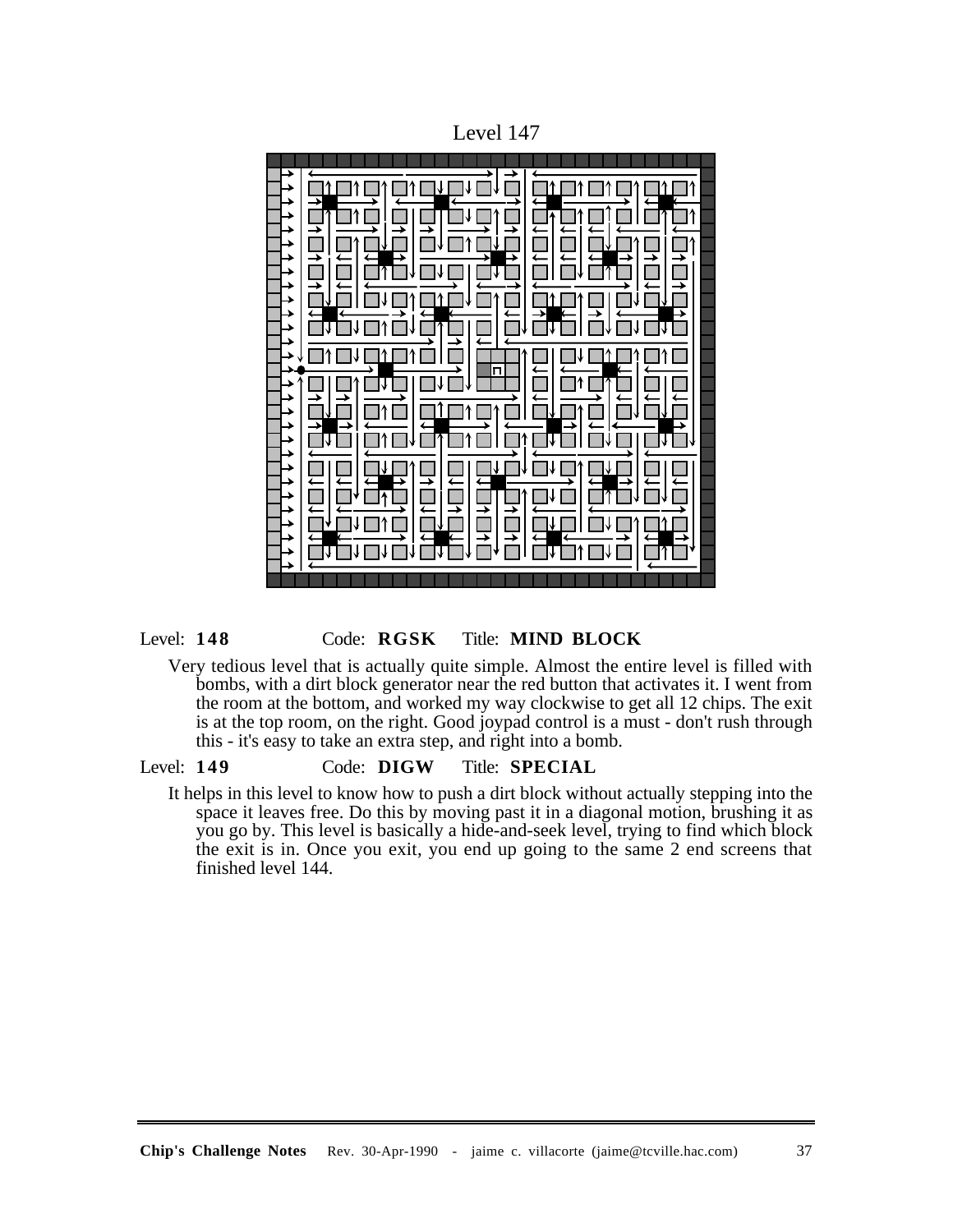Level 147

Level: **148** Code: **RGSK** Title: **MIND BLOCK**

Very tedious level that is actually quite simple. Almost the entire level is filled with bombs, with a dirt block generator near the red button that activates it. I went from the room at the bottom, and worked my way clockwise to get all 12 chips. The exit is at the top room, on the right. Good joypad control is a must - don't rush through this - it's easy to take an extra step, and right into a bomb.

Level: **149** Code: **DIGW** Title: **SPECIAL**

It helps in this level to know how to push a dirt block without actually stepping into the space it leaves free. Do this by moving past it in a diagonal motion, brushing it as you go by. This level is basically a hide-and-seek level, trying to find which block the exit is in. Once you exit, you end up going to the same 2 end screens that finished level 144.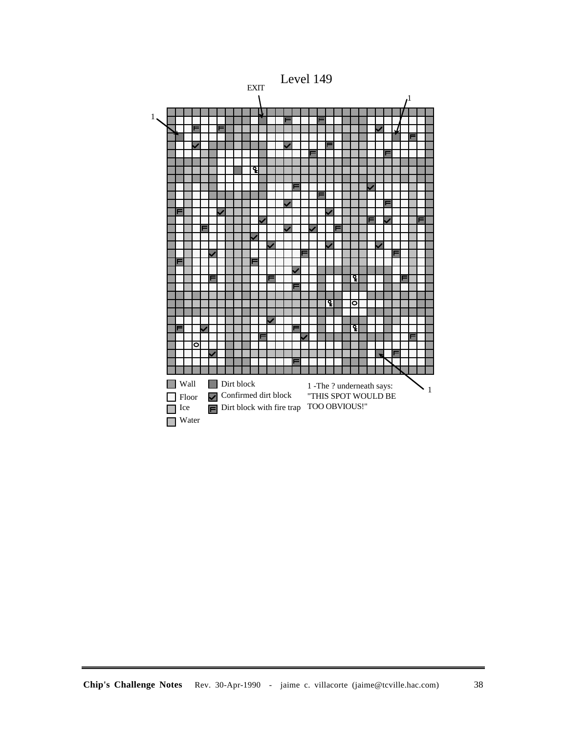# Level 149

EXIT

1

1

1

Wall

Floor

Ice

Water

Dirt block

Confirmed dirt block

Dirt block with fire trap

1 -The ? underneath says: "THIS SPOT WOULD BE TOO OBVIOUS!"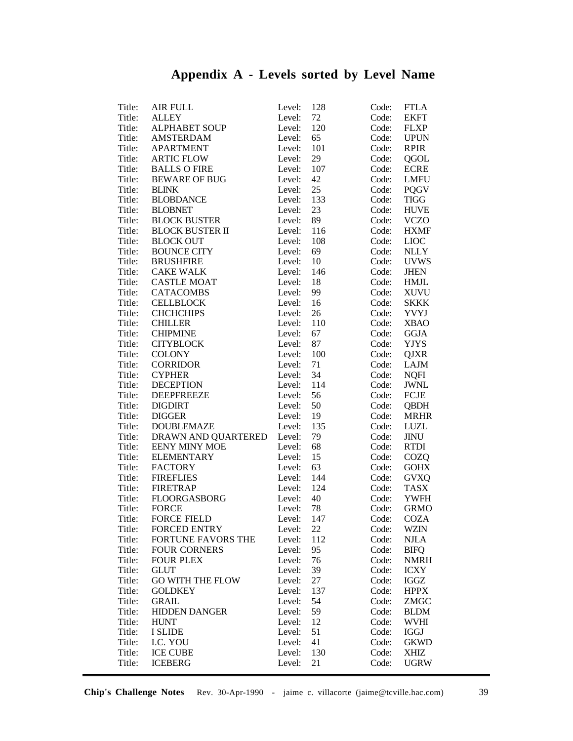# Appendix A - Levels sorted by Level Name

| Title: | Level: | Code: |
|---|---|---|
| AIR FULL | 128 | FTLA |
| ALLEY | 72 | EKFT |
| ALPHABET SOUP | 120 | FLXP |
| AMSTERDAM | 65 | UPUN |
| APARTMENT | 101 | RPIR |
| ARTIC FLOW | 29 | QGOL |
| BALLS O FIRE | 107 | ECRE |
| BEWARE OF BUG | 42 | LMFU |
| BLINK | 25 | PQGV |
| BLOBDANCE | 133 | TIGG |
| BLOBNET | 23 | HUVE |
| BLOCK BUSTER | 89 | VCZO |
| BLOCK BUSTER II | 116 | HXMF |
| BLOCK OUT | 108 | LIOC |
| BOUNCE CITY | 69 | NLLY |
| BRUSHFIRE | 10 | UVWS |
| CAKE WALK | 146 | JHEN |
| CASTLE MOAT | 18 | HMJL |
| CATACOMBS | 99 | XUVU |
| CELLBLOCK | 16 | SKKK |
| CHCHCHIPS | 26 | YVYJ |
| CHILLER | 110 | XBAO |
| CHIPMINE | 67 | GGJA |
| CITYBLOCK | 87 | YJYS |
| COLONY | 100 | QJXR |
| CORRIDOR | 71 | LAJM |
| CYPHER | 34 | NQFI |
| DECEPTION | 114 | JWNL |
| DEEPFREEZE | 56 | FCJE |
| DIGDIRT | 50 | QBDH |
| DIGGER | 19 | MRHR |
| DOUBLEMAZE | 135 | LUZL |
| DRAWN AND QUARTERED | 79 | JINU |
| EENY MINY MOE | 68 | RTDI |
| ELEMENTARY | 15 | COZQ |
| FACTORY | 63 | GOHX |
| FIREFLIES | 144 | GVXQ |
| FIRETRAP | 124 | TASX |
| FLOORGASBORG | 40 | YWFH |
| FORCE | 78 | GRMO |
| FORCE FIELD | 147 | COZA |
| FORCED ENTRY | 22 | WZIN |
| FORTUNE FAVORS THE | 112 | NJLA |
| FOUR CORNERS | 95 | BIFQ |
| FOUR PLEX | 76 | NMRH |
| GLUT | 39 | ICXY |
| GO WITH THE FLOW | 27 | IGGZ |
| GOLDKEY | 137 | HPPX |
| GRAIL | 54 | ZMGC |
| HIDDEN DANGER | 59 | BLDM |
| HUNT | 12 | WVHI |
| I SLIDE | 51 | IGGJ |
| I.C. YOU | 41 | GKWD |
| ICE CUBE | 130 | XHIZ |
| ICEBERG | 21 | UGRW |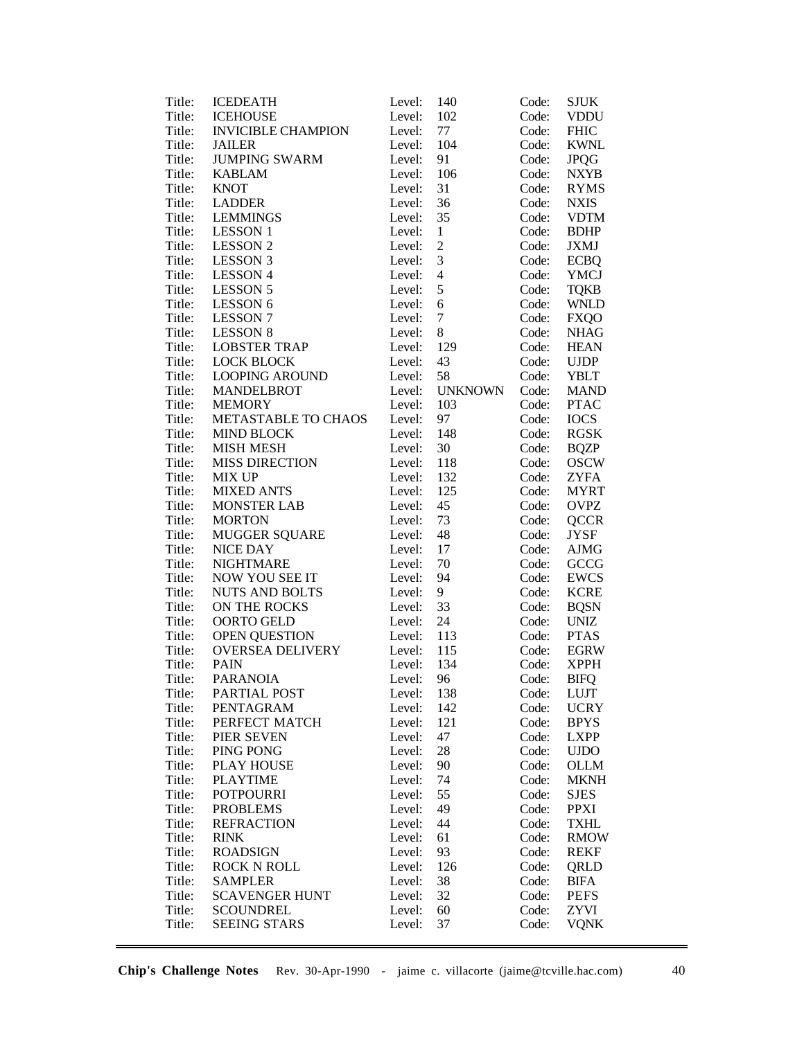| | | | | | |
|---|---|---|---|---|---|
| Title: | ICEDEATH | Level: | 140 | Code: | SJUK |
| Title: | ICEHOUSE | Level: | 102 | Code: | VDDU |
| Title: | INVICIBLE CHAMPION | Level: | 77 | Code: | FHIC |
| Title: | JAILER | Level: | 104 | Code: | KWNL |
| Title: | JUMPING SWARM | Level: | 91 | Code: | JPQG |
| Title: | KABLAM | Level: | 106 | Code: | NXYB |
| Title: | KNOT | Level: | 31 | Code: | RYMS |
| Title: | LADDER | Level: | 36 | Code: | NXIS |
| Title: | LEMMINGS | Level: | 35 | Code: | VDTM |
| Title: | LESSON 1 | Level: | 1 | Code: | BDHP |
| Title: | LESSON 2 | Level: | 2 | Code: | JXMJ |
| Title: | LESSON 3 | Level: | 3 | Code: | ECBQ |
| Title: | LESSON 4 | Level: | 4 | Code: | YMCJ |
| Title: | LESSON 5 | Level: | 5 | Code: | TQKB |
| Title: | LESSON 6 | Level: | 6 | Code: | WNLD |
| Title: | LESSON 7 | Level: | 7 | Code: | FXQO |
| Title: | LESSON 8 | Level: | 8 | Code: | NHAG |
| Title: | LOBSTER TRAP | Level: | 129 | Code: | HEAN |
| Title: | LOCK BLOCK | Level: | 43 | Code: | UJDP |
| Title: | LOOPING AROUND | Level: | 58 | Code: | YBLT |
| Title: | MANDELBROT | Level: | UNKNOWN | Code: | MAND |
| Title: | MEMORY | Level: | 103 | Code: | PTAC |
| Title: | METASTABLE TO CHAOS | Level: | 97 | Code: | IOCS |
| Title: | MIND BLOCK | Level: | 148 | Code: | RGSK |
| Title: | MISH MESH | Level: | 30 | Code: | BQZP |
| Title: | MISS DIRECTION | Level: | 118 | Code: | OSCW |
| Title: | MIX UP | Level: | 132 | Code: | ZYFA |
| Title: | MIXED ANTS | Level: | 125 | Code: | MYRT |
| Title: | MONSTER LAB | Level: | 45 | Code: | OVPZ |
| Title: | MORTON | Level: | 73 | Code: | QCCR |
| Title: | MUGGER SQUARE | Level: | 48 | Code: | JYSF |
| Title: | NICE DAY | Level: | 17 | Code: | AJMG |
| Title: | NIGHTMARE | Level: | 70 | Code: | GCCG |
| Title: | NOW YOU SEE IT | Level: | 94 | Code: | EWCS |
| Title: | NUTS AND BOLTS | Level: | 9 | Code: | KCRE |
| Title: | ON THE ROCKS | Level: | 33 | Code: | BQSN |
| Title: | OORTO GELD | Level: | 24 | Code: | UNIZ |
| Title: | OPEN QUESTION | Level: | 113 | Code: | PTAS |
| Title: | OVERSEA DELIVERY | Level: | 115 | Code: | EGRW |
| Title: | PAIN | Level: | 134 | Code: | XPPH |
| Title: | PARANOIA | Level: | 96 | Code: | BIFQ |
| Title: | PARTIAL POST | Level: | 138 | Code: | LUJT |
| Title: | PENTAGRAM | Level: | 142 | Code: | UCRY |
| Title: | PERFECT MATCH | Level: | 121 | Code: | BPYS |
| Title: | PIER SEVEN | Level: | 47 | Code: | LXPP |
| Title: | PING PONG | Level: | 28 | Code: | UJDO |
| Title: | PLAY HOUSE | Level: | 90 | Code: | OLLM |
| Title: | PLAYTIME | Level: | 74 | Code: | MKNH |
| Title: | POTPOURRI | Level: | 55 | Code: | SJES |
| Title: | PROBLEMS | Level: | 49 | Code: | PPXI |
| Title: | REFRACTION | Level: | 44 | Code: | TXHL |
| Title: | RINK | Level: | 61 | Code: | RMOW |
| Title: | ROADSIGN | Level: | 93 | Code: | REKF |
| Title: | ROCK N ROLL | Level: | 126 | Code: | QRLD |
| Title: | SAMPLER | Level: | 38 | Code: | BIFA |
| Title: | SCAVENGER HUNT | Level: | 32 | Code: | PEFS |
| Title: | SCOUNDREL | Level: | 60 | Code: | ZYVI |
| Title: | SEEING STARS | Level: | 37 | Code: | VQNK |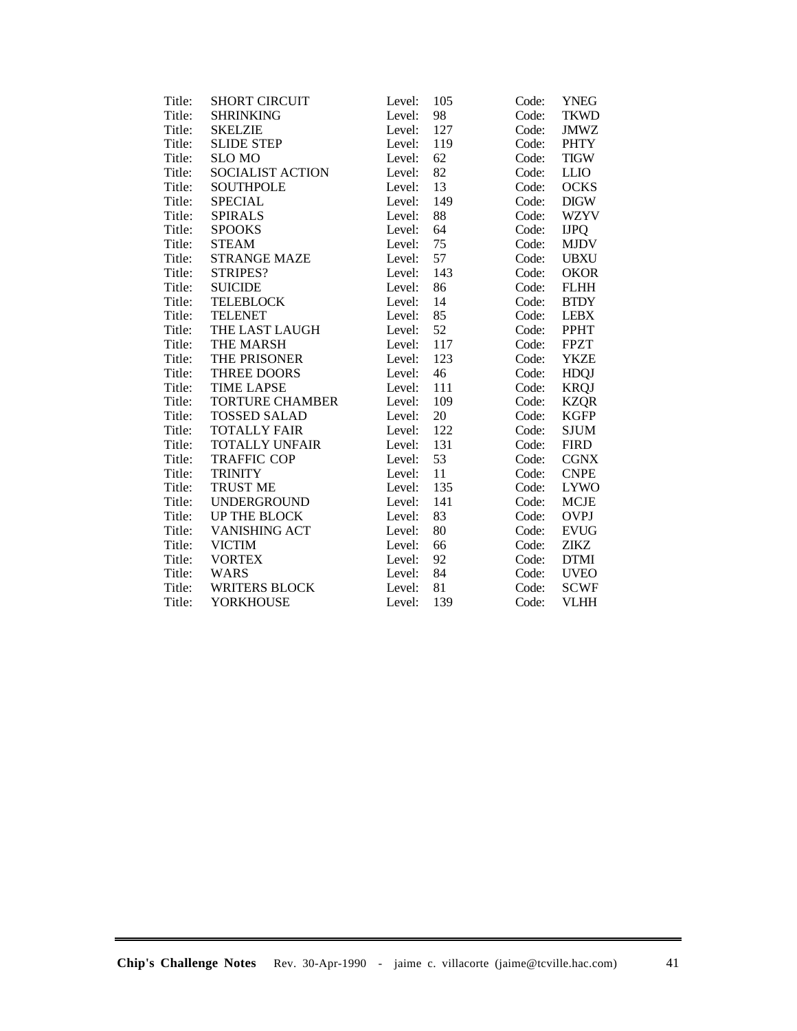| Title: | SHORT CIRCUIT | Level: | 105 | Code: | YNEG |
|---|---|---|---|---|---|
| Title: | SHRINKING | Level: | 98 | Code: | TKWD |
| Title: | SKELZIE | Level: | 127 | Code: | JMWZ |
| Title: | SLIDE STEP | Level: | 119 | Code: | PHTY |
| Title: | SLO MO | Level: | 62 | Code: | TIGW |
| Title: | SOCIALIST ACTION | Level: | 82 | Code: | LLIO |
| Title: | SOUTHPOLE | Level: | 13 | Code: | OCKS |
| Title: | SPECIAL | Level: | 149 | Code: | DIGW |
| Title: | SPIRALS | Level: | 88 | Code: | WZYV |
| Title: | SPOOKS | Level: | 64 | Code: | IJPQ |
| Title: | STEAM | Level: | 75 | Code: | MJDV |
| Title: | STRANGE MAZE | Level: | 57 | Code: | UBXU |
| Title: | STRIPES? | Level: | 143 | Code: | OKOR |
| Title: | SUICIDE | Level: | 86 | Code: | FLHH |
| Title: | TELEBLOCK | Level: | 14 | Code: | BTDY |
| Title: | TELENET | Level: | 85 | Code: | LEBX |
| Title: | THE LAST LAUGH | Level: | 52 | Code: | PPHT |
| Title: | THE MARSH | Level: | 117 | Code: | FPZT |
| Title: | THE PRISONER | Level: | 123 | Code: | YKZE |
| Title: | THREE DOORS | Level: | 46 | Code: | HDQJ |
| Title: | TIME LAPSE | Level: | 111 | Code: | KRQJ |
| Title: | TORTURE CHAMBER | Level: | 109 | Code: | KZQR |
| Title: | TOSSED SALAD | Level: | 20 | Code: | KGFP |
| Title: | TOTALLY FAIR | Level: | 122 | Code: | SJUM |
| Title: | TOTALLY UNFAIR | Level: | 131 | Code: | FIRD |
| Title: | TRAFFIC COP | Level: | 53 | Code: | CGNX |
| Title: | TRINITY | Level: | 11 | Code: | CNPE |
| Title: | TRUST ME | Level: | 135 | Code: | LYWO |
| Title: | UNDERGROUND | Level: | 141 | Code: | MCJE |
| Title: | UP THE BLOCK | Level: | 83 | Code: | OVPJ |
| Title: | VANISHING ACT | Level: | 80 | Code: | EVUG |
| Title: | VICTIM | Level: | 66 | Code: | ZIKZ |
| Title: | VORTEX | Level: | 92 | Code: | DTMI |
| Title: | WARS | Level: | 84 | Code: | UVEO |
| Title: | WRITERS BLOCK | Level: | 81 | Code: | SCWF |
| Title: | YORKHOUSE | Level: | 139 | Code: | VLHH |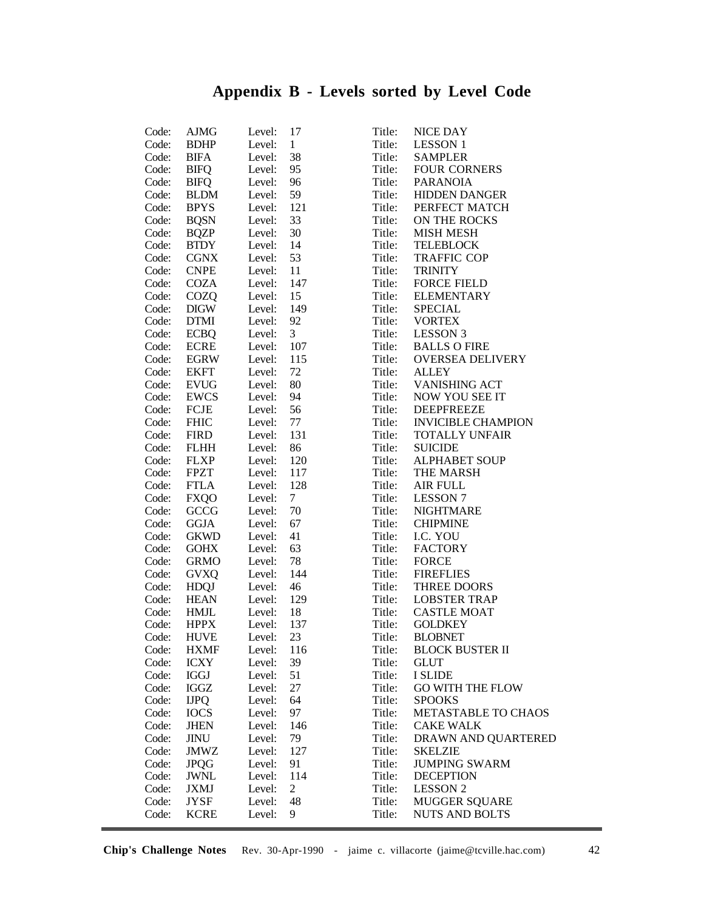# Appendix B - Levels sorted by Level Code

| | | | | | |
|---|---|---|---|---|---|
| Code: | AJMG | Level: | 17 | Title: | NICE DAY |
| Code: | BDHP | Level: | 1 | Title: | LESSON 1 |
| Code: | BIFA | Level: | 38 | Title: | SAMPLER |
| Code: | BIFQ | Level: | 95 | Title: | FOUR CORNERS |
| Code: | BIFQ | Level: | 96 | Title: | PARANOIA |
| Code: | BLDM | Level: | 59 | Title: | HIDDEN DANGER |
| Code: | BPYS | Level: | 121 | Title: | PERFECT MATCH |
| Code: | BQSN | Level: | 33 | Title: | ON THE ROCKS |
| Code: | BQZP | Level: | 30 | Title: | MISH MESH |
| Code: | BTDY | Level: | 14 | Title: | TELEBLOCK |
| Code: | CGNX | Level: | 53 | Title: | TRAFFIC COP |
| Code: | CNPE | Level: | 11 | Title: | TRINITY |
| Code: | COZA | Level: | 147 | Title: | FORCE FIELD |
| Code: | COZQ | Level: | 15 | Title: | ELEMENTARY |
| Code: | DIGW | Level: | 149 | Title: | SPECIAL |
| Code: | DTMI | Level: | 92 | Title: | VORTEX |
| Code: | ECBQ | Level: | 3 | Title: | LESSON 3 |
| Code: | ECRE | Level: | 107 | Title: | BALLS O FIRE |
| Code: | EGRW | Level: | 115 | Title: | OVERSEA DELIVERY |
| Code: | EKFT | Level: | 72 | Title: | ALLEY |
| Code: | EVUG | Level: | 80 | Title: | VANISHING ACT |
| Code: | EWCS | Level: | 94 | Title: | NOW YOU SEE IT |
| Code: | FCJE | Level: | 56 | Title: | DEEPFREEZE |
| Code: | FHIC | Level: | 77 | Title: | INVICIBLE CHAMPION |
| Code: | FIRD | Level: | 131 | Title: | TOTALLY UNFAIR |
| Code: | FLHH | Level: | 86 | Title: | SUICIDE |
| Code: | FLXP | Level: | 120 | Title: | ALPHABET SOUP |
| Code: | FPZT | Level: | 117 | Title: | THE MARSH |
| Code: | FTLA | Level: | 128 | Title: | AIR FULL |
| Code: | FXQO | Level: | 7 | Title: | LESSON 7 |
| Code: | GCCG | Level: | 70 | Title: | NIGHTMARE |
| Code: | GGJA | Level: | 67 | Title: | CHIPMINE |
| Code: | GKWD | Level: | 41 | Title: | I.C. YOU |
| Code: | GOHX | Level: | 63 | Title: | FACTORY |
| Code: | GRMO | Level: | 78 | Title: | FORCE |
| Code: | GVXQ | Level: | 144 | Title: | FIREFLIES |
| Code: | HDQJ | Level: | 46 | Title: | THREE DOORS |
| Code: | HEAN | Level: | 129 | Title: | LOBSTER TRAP |
| Code: | HMJL | Level: | 18 | Title: | CASTLE MOAT |
| Code: | HPPX | Level: | 137 | Title: | GOLDKEY |
| Code: | HUVE | Level: | 23 | Title: | BLOBNET |
| Code: | HXMF | Level: | 116 | Title: | BLOCK BUSTER II |
| Code: | ICXY | Level: | 39 | Title: | GLUT |
| Code: | IGGJ | Level: | 51 | Title: | I SLIDE |
| Code: | IGGZ | Level: | 27 | Title: | GO WITH THE FLOW |
| Code: | IJPQ | Level: | 64 | Title: | SPOOKS |
| Code: | IOCS | Level: | 97 | Title: | METASTABLE TO CHAOS |
| Code: | JHEN | Level: | 146 | Title: | CAKE WALK |
| Code: | JINU | Level: | 79 | Title: | DRAWN AND QUARTERED |
| Code: | JMWZ | Level: | 127 | Title: | SKELZIE |
| Code: | JPQG | Level: | 91 | Title: | JUMPING SWARM |
| Code: | JWNL | Level: | 114 | Title: | DECEPTION |
| Code: | JXMJ | Level: | 2 | Title: | LESSON 2 |
| Code: | JYSF | Level: | 48 | Title: | MUGGER SQUARE |
| Code: | KCRE | Level: | 9 | Title: | NUTS AND BOLTS |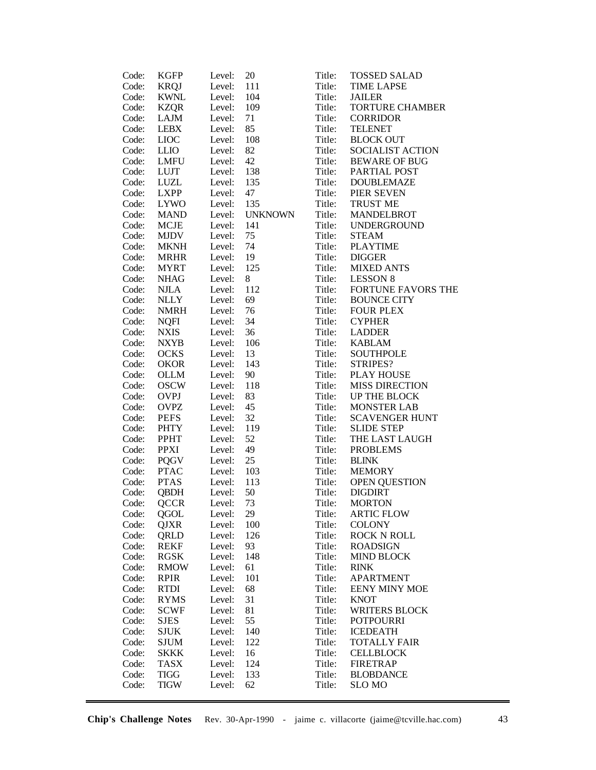Code: KGFP Level: 20 Title: TOSSED SALAD
Code: KRQJ Level: 111 Title: TIME LAPSE
Code: KWNL Level: 104 Title: JAILER
Code: KZQR Level: 109 Title: TORTURE CHAMBER
Code: LAJM Level: 71 Title: CORRIDOR
Code: LEBX Level: 85 Title: TELENET
Code: LIOC Level: 108 Title: BLOCK OUT
Code: LLIO Level: 82 Title: SOCIALIST ACTION
Code: LMFU Level: 42 Title: BEWARE OF BUG
Code: LUJT Level: 138 Title: PARTIAL POST
Code: LUZL Level: 135 Title: DOUBLEMAZE
Code: LXPP Level: 47 Title: PIER SEVEN
Code: LYWO Level: 135 Title: TRUST ME
Code: MAND Level: UNKNOWN Title: MANDELBROT
Code: MCJE Level: 141 Title: UNDERGROUND
Code: MJDV Level: 75 Title: STEAM
Code: MKNH Level: 74 Title: PLAYTIME
Code: MRHR Level: 19 Title: DIGGER
Code: MYRT Level: 125 Title: MIXED ANTS
Code: NHAG Level: 8 Title: LESSON 8
Code: NJLA Level: 112 Title: FORTUNE FAVORS THE
Code: NLLY Level: 69 Title: BOUNCE CITY
Code: NMRH Level: 76 Title: FOUR PLEX
Code: NQFI Level: 34 Title: CYPHER
Code: NXIS Level: 36 Title: LADDER
Code: NXYB Level: 106 Title: KABLAM
Code: OCKS Level: 13 Title: SOUTHPOLE
Code: OKOR Level: 143 Title: STRIPES?
Code: OLLM Level: 90 Title: PLAY HOUSE
Code: OSCW Level: 118 Title: MISS DIRECTION
Code: OVPJ Level: 83 Title: UP THE BLOCK
Code: OVPZ Level: 45 Title: MONSTER LAB
Code: PEFS Level: 32 Title: SCAVENGER HUNT
Code: PHTY Level: 119 Title: SLIDE STEP
Code: PPHT Level: 52 Title: THE LAST LAUGH
Code: PPXI Level: 49 Title: PROBLEMS
Code: PQGV Level: 25 Title: BLINK
Code: PTAC Level: 103 Title: MEMORY
Code: PTAS Level: 113 Title: OPEN QUESTION
Code: QBDH Level: 50 Title: DIGDIRT
Code: QCCR Level: 73 Title: MORTON
Code: QGOL Level: 29 Title: ARTIC FLOW
Code: QJXR Level: 100 Title: COLONY
Code: QRLD Level: 126 Title: ROCK N ROLL
Code: REKF Level: 93 Title: ROADSIGN
Code: RGSK Level: 148 Title: MIND BLOCK
Code: RMOW Level: 61 Title: RINK
Code: RPIR Level: 101 Title: APARTMENT
Code: RTDI Level: 68 Title: EENY MINY MOE
Code: RYMS Level: 31 Title: KNOT
Code: SCWF Level: 81 Title: WRITERS BLOCK
Code: SJES Level: 55 Title: POTPOURRI
Code: SJUK Level: 140 Title: ICEDEATH
Code: SJUM Level: 122 Title: TOTALLY FAIR
Code: SKKK Level: 16 Title: CELLBLOCK
Code: TASX Level: 124 Title: FIRETRAP
Code: TIGG Level: 133 Title: BLOBDANCE
Code: TIGW Level: 62 Title: SLO MO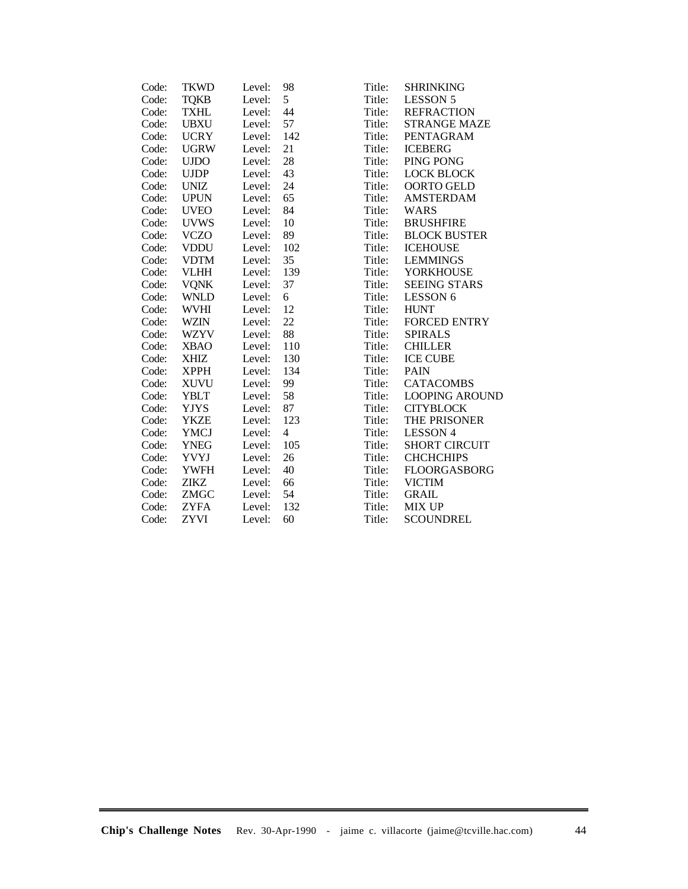| | | | | | |
|---|---|---|---|---|---|
| Code: | TKWD | Level: | 98 | Title: | SHRINKING |
| Code: | TQKB | Level: | 5 | Title: | LESSON 5 |
| Code: | TXHL | Level: | 44 | Title: | REFRACTION |
| Code: | UBXU | Level: | 57 | Title: | STRANGE MAZE |
| Code: | UCRY | Level: | 142 | Title: | PENTAGRAM |
| Code: | UGRW | Level: | 21 | Title: | ICEBERG |
| Code: | UJDO | Level: | 28 | Title: | PING PONG |
| Code: | UJDP | Level: | 43 | Title: | LOCK BLOCK |
| Code: | UNIZ | Level: | 24 | Title: | OORTO GELD |
| Code: | UPUN | Level: | 65 | Title: | AMSTERDAM |
| Code: | UVEO | Level: | 84 | Title: | WARS |
| Code: | UVWS | Level: | 10 | Title: | BRUSHFIRE |
| Code: | VCZO | Level: | 89 | Title: | BLOCK BUSTER |
| Code: | VDDU | Level: | 102 | Title: | ICEHOUSE |
| Code: | VDTM | Level: | 35 | Title: | LEMMINGS |
| Code: | VLHH | Level: | 139 | Title: | YORKHOUSE |
| Code: | VQNK | Level: | 37 | Title: | SEEING STARS |
| Code: | WNLD | Level: | 6 | Title: | LESSON 6 |
| Code: | WVHI | Level: | 12 | Title: | HUNT |
| Code: | WZIN | Level: | 22 | Title: | FORCED ENTRY |
| Code: | WZYV | Level: | 88 | Title: | SPIRALS |
| Code: | XBAO | Level: | 110 | Title: | CHILLER |
| Code: | XHIZ | Level: | 130 | Title: | ICE CUBE |
| Code: | XPPH | Level: | 134 | Title: | PAIN |
| Code: | XUVU | Level: | 99 | Title: | CATACOMBS |
| Code: | YBLT | Level: | 58 | Title: | LOOPING AROUND |
| Code: | YJYS | Level: | 87 | Title: | CITYBLOCK |
| Code: | YKZE | Level: | 123 | Title: | THE PRISONER |
| Code: | YMCJ | Level: | 4 | Title: | LESSON 4 |
| Code: | YNEG | Level: | 105 | Title: | SHORT CIRCUIT |
| Code: | YVYJ | Level: | 26 | Title: | CHCHCHIPS |
| Code: | YWFH | Level: | 40 | Title: | FLOORGASBORG |
| Code: | ZIKZ | Level: | 66 | Title: | VICTIM |
| Code: | ZMGC | Level: | 54 | Title: | GRAIL |
| Code: | ZYFA | Level: | 132 | Title: | MIX UP |
| Code: | ZYVI | Level: | 60 | Title: | SCOUNDREL |